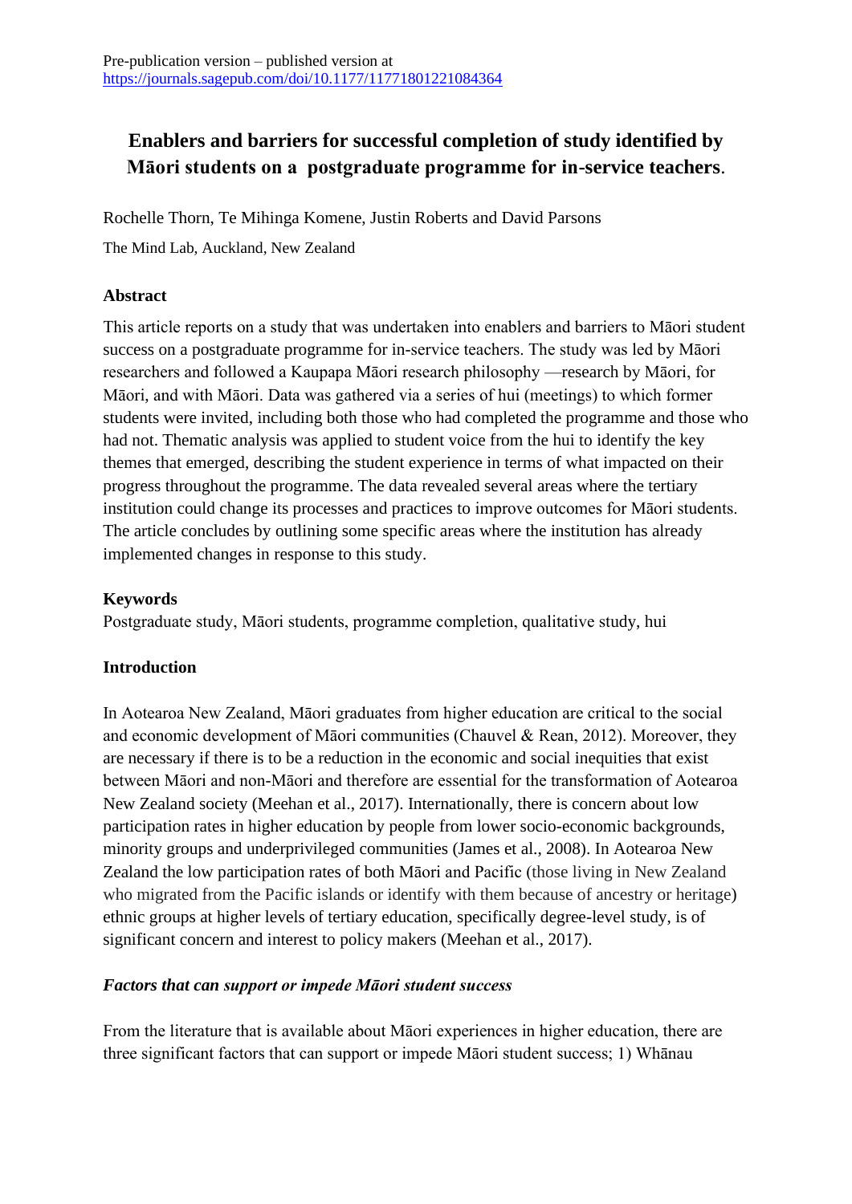Pre-publication version – published version at
https://journals.sagepub.com/doi/10.1177/11771801221084364

# Enablers and barriers for successful completion of study identified by Māori students on a postgraduate programme for in-service teachers.

Rochelle Thorn, Te Mihinga Komene, Justin Roberts and David Parsons

The Mind Lab, Auckland, New Zealand

## Abstract

This article reports on a study that was undertaken into enablers and barriers to Māori student success on a postgraduate programme for in-service teachers. The study was led by Māori researchers and followed a Kaupapa Māori research philosophy —research by Māori, for Māori, and with Māori. Data was gathered via a series of hui (meetings) to which former students were invited, including both those who had completed the programme and those who had not. Thematic analysis was applied to student voice from the hui to identify the key themes that emerged, describing the student experience in terms of what impacted on their progress throughout the programme. The data revealed several areas where the tertiary institution could change its processes and practices to improve outcomes for Māori students. The article concludes by outlining some specific areas where the institution has already implemented changes in response to this study.

## Keywords

Postgraduate study, Māori students, programme completion, qualitative study, hui

## Introduction

In Aotearoa New Zealand, Māori graduates from higher education are critical to the social and economic development of Māori communities (Chauvel & Rean, 2012). Moreover, they are necessary if there is to be a reduction in the economic and social inequities that exist between Māori and non-Māori and therefore are essential for the transformation of Aotearoa New Zealand society (Meehan et al., 2017). Internationally, there is concern about low participation rates in higher education by people from lower socio-economic backgrounds, minority groups and underprivileged communities (James et al., 2008). In Aotearoa New Zealand the low participation rates of both Māori and Pacific (those living in New Zealand who migrated from the Pacific islands or identify with them because of ancestry or heritage) ethnic groups at higher levels of tertiary education, specifically degree-level study, is of significant concern and interest to policy makers (Meehan et al., 2017).

### *Factors that can support or impede Māori student success*

From the literature that is available about Māori experiences in higher education, there are three significant factors that can support or impede Māori student success; 1) Whānau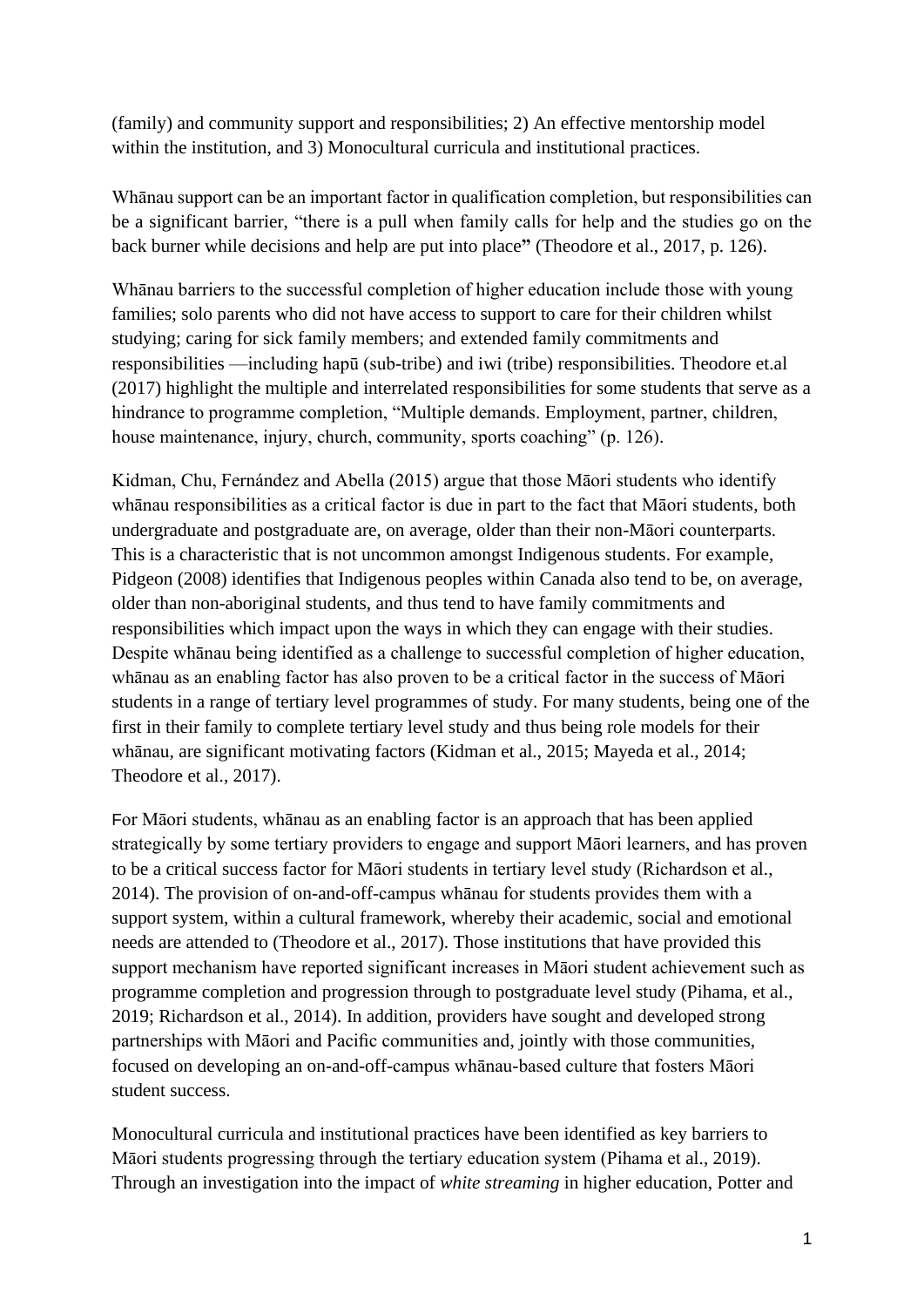(family) and community support and responsibilities; 2) An effective mentorship model within the institution, and 3) Monocultural curricula and institutional practices.

Whānau support can be an important factor in qualification completion, but responsibilities can be a significant barrier, "there is a pull when family calls for help and the studies go on the back burner while decisions and help are put into place**"** (Theodore et al., 2017, p. 126).

Whānau barriers to the successful completion of higher education include those with young families; solo parents who did not have access to support to care for their children whilst studying; caring for sick family members; and extended family commitments and responsibilities —including hapū (sub-tribe) and iwi (tribe) responsibilities. Theodore et.al (2017) highlight the multiple and interrelated responsibilities for some students that serve as a hindrance to programme completion, "Multiple demands. Employment, partner, children, house maintenance, injury, church, community, sports coaching" (p. 126).

Kidman, Chu, Fernández and Abella (2015) argue that those Māori students who identify whānau responsibilities as a critical factor is due in part to the fact that Māori students, both undergraduate and postgraduate are, on average, older than their non-Māori counterparts. This is a characteristic that is not uncommon amongst Indigenous students. For example, Pidgeon (2008) identifies that Indigenous peoples within Canada also tend to be, on average, older than non-aboriginal students, and thus tend to have family commitments and responsibilities which impact upon the ways in which they can engage with their studies. Despite whānau being identified as a challenge to successful completion of higher education, whānau as an enabling factor has also proven to be a critical factor in the success of Māori students in a range of tertiary level programmes of study. For many students, being one of the first in their family to complete tertiary level study and thus being role models for their whānau, are significant motivating factors (Kidman et al., 2015; Mayeda et al., 2014; Theodore et al., 2017).

For Māori students, whānau as an enabling factor is an approach that has been applied strategically by some tertiary providers to engage and support Māori learners, and has proven to be a critical success factor for Māori students in tertiary level study (Richardson et al., 2014). The provision of on-and-off-campus whānau for students provides them with a support system, within a cultural framework, whereby their academic, social and emotional needs are attended to (Theodore et al., 2017). Those institutions that have provided this support mechanism have reported significant increases in Māori student achievement such as programme completion and progression through to postgraduate level study (Pihama, et al., 2019; Richardson et al., 2014). In addition, providers have sought and developed strong partnerships with Māori and Pacific communities and, jointly with those communities, focused on developing an on-and-off-campus whānau-based culture that fosters Māori student success.

Monocultural curricula and institutional practices have been identified as key barriers to Māori students progressing through the tertiary education system (Pihama et al., 2019). Through an investigation into the impact of *white streaming* in higher education, Potter and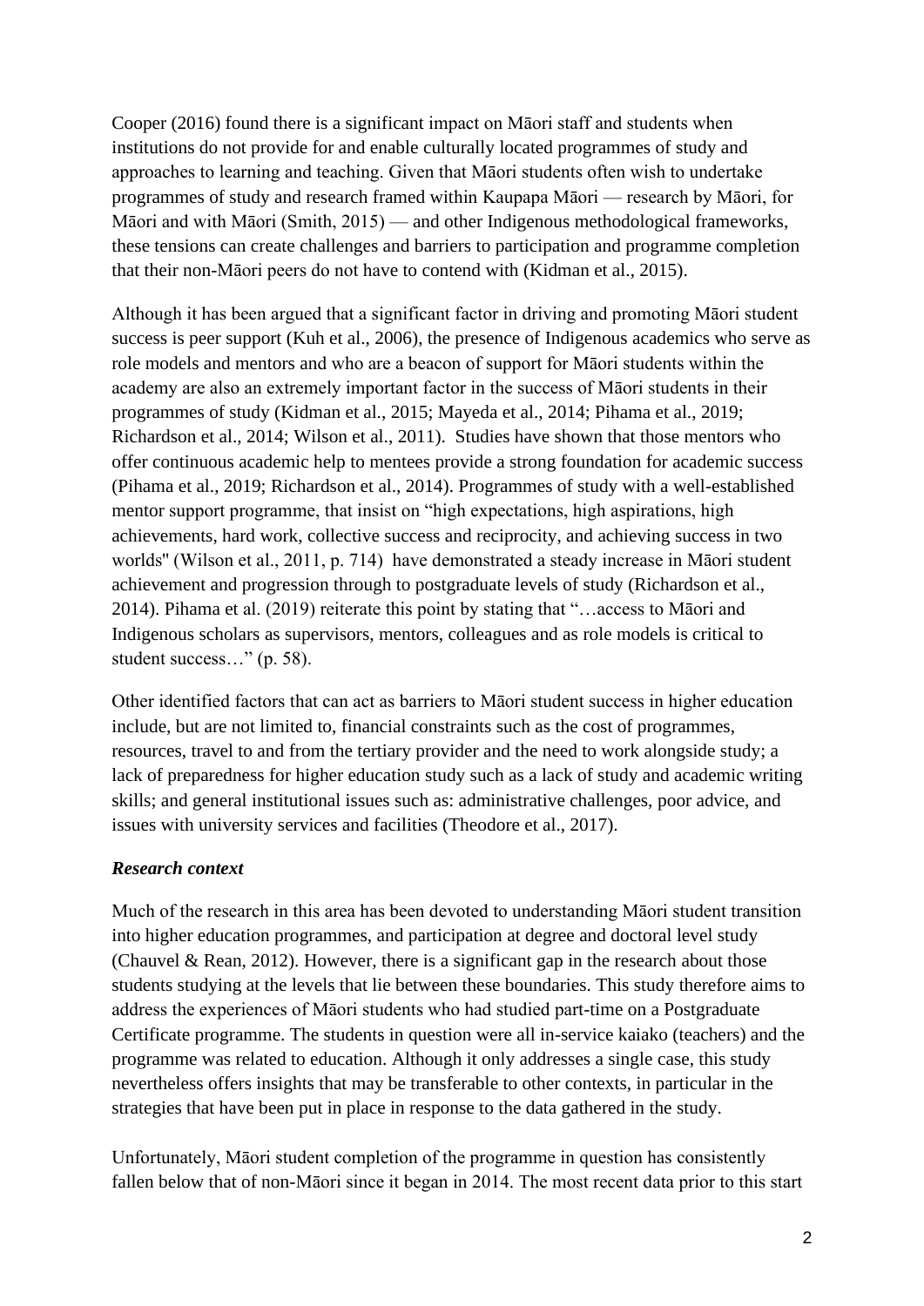Cooper (2016) found there is a significant impact on Māori staff and students when institutions do not provide for and enable culturally located programmes of study and approaches to learning and teaching. Given that Māori students often wish to undertake programmes of study and research framed within Kaupapa Māori — research by Māori, for Māori and with Māori (Smith, 2015) — and other Indigenous methodological frameworks, these tensions can create challenges and barriers to participation and programme completion that their non-Māori peers do not have to contend with (Kidman et al., 2015).

Although it has been argued that a significant factor in driving and promoting Māori student success is peer support (Kuh et al., 2006), the presence of Indigenous academics who serve as role models and mentors and who are a beacon of support for Māori students within the academy are also an extremely important factor in the success of Māori students in their programmes of study (Kidman et al., 2015; Mayeda et al., 2014; Pihama et al., 2019; Richardson et al., 2014; Wilson et al., 2011). Studies have shown that those mentors who offer continuous academic help to mentees provide a strong foundation for academic success (Pihama et al., 2019; Richardson et al., 2014). Programmes of study with a well-established mentor support programme, that insist on "high expectations, high aspirations, high achievements, hard work, collective success and reciprocity, and achieving success in two worlds" (Wilson et al., 2011, p. 714) have demonstrated a steady increase in Māori student achievement and progression through to postgraduate levels of study (Richardson et al., 2014). Pihama et al. (2019) reiterate this point by stating that "…access to Māori and Indigenous scholars as supervisors, mentors, colleagues and as role models is critical to student success…" (p. 58).

Other identified factors that can act as barriers to Māori student success in higher education include, but are not limited to, financial constraints such as the cost of programmes, resources, travel to and from the tertiary provider and the need to work alongside study; a lack of preparedness for higher education study such as a lack of study and academic writing skills; and general institutional issues such as: administrative challenges, poor advice, and issues with university services and facilities (Theodore et al., 2017).

### *Research context*

Much of the research in this area has been devoted to understanding Māori student transition into higher education programmes, and participation at degree and doctoral level study (Chauvel & Rean, 2012). However, there is a significant gap in the research about those students studying at the levels that lie between these boundaries. This study therefore aims to address the experiences of Māori students who had studied part-time on a Postgraduate Certificate programme. The students in question were all in-service kaiako (teachers) and the programme was related to education. Although it only addresses a single case, this study nevertheless offers insights that may be transferable to other contexts, in particular in the strategies that have been put in place in response to the data gathered in the study.

Unfortunately, Māori student completion of the programme in question has consistently fallen below that of non-Māori since it began in 2014. The most recent data prior to this start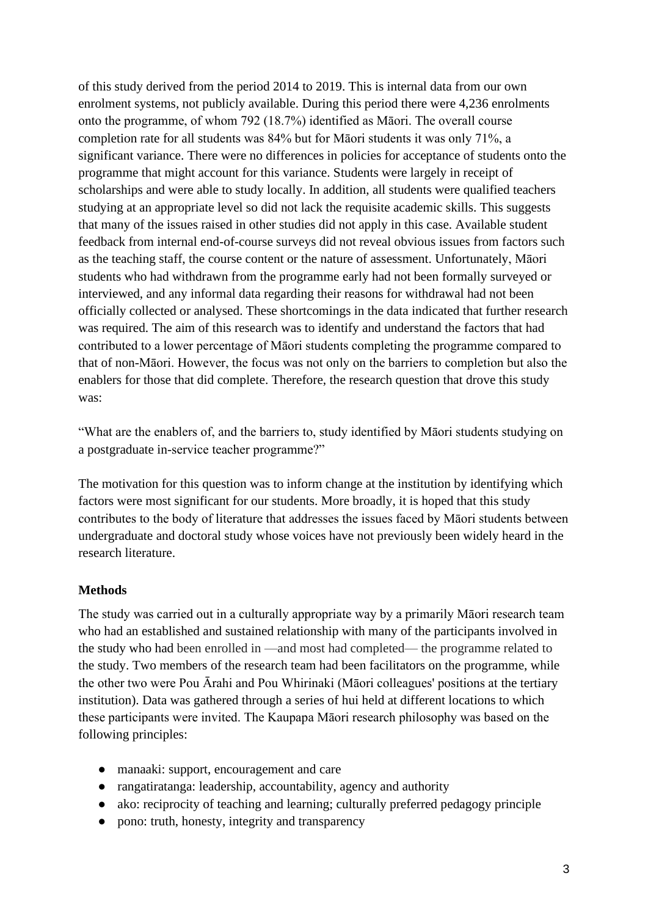of this study derived from the period 2014 to 2019. This is internal data from our own enrolment systems, not publicly available. During this period there were 4,236 enrolments onto the programme, of whom 792 (18.7%) identified as Māori. The overall course completion rate for all students was 84% but for Māori students it was only 71%, a significant variance. There were no differences in policies for acceptance of students onto the programme that might account for this variance. Students were largely in receipt of scholarships and were able to study locally. In addition, all students were qualified teachers studying at an appropriate level so did not lack the requisite academic skills. This suggests that many of the issues raised in other studies did not apply in this case. Available student feedback from internal end-of-course surveys did not reveal obvious issues from factors such as the teaching staff, the course content or the nature of assessment. Unfortunately, Māori students who had withdrawn from the programme early had not been formally surveyed or interviewed, and any informal data regarding their reasons for withdrawal had not been officially collected or analysed. These shortcomings in the data indicated that further research was required. The aim of this research was to identify and understand the factors that had contributed to a lower percentage of Māori students completing the programme compared to that of non-Māori. However, the focus was not only on the barriers to completion but also the enablers for those that did complete. Therefore, the research question that drove this study was:

"What are the enablers of, and the barriers to, study identified by Māori students studying on a postgraduate in-service teacher programme?"

The motivation for this question was to inform change at the institution by identifying which factors were most significant for our students. More broadly, it is hoped that this study contributes to the body of literature that addresses the issues faced by Māori students between undergraduate and doctoral study whose voices have not previously been widely heard in the research literature.

## Methods

The study was carried out in a culturally appropriate way by a primarily Māori research team who had an established and sustained relationship with many of the participants involved in the study who had been enrolled in —and most had completed— the programme related to the study. Two members of the research team had been facilitators on the programme, while the other two were Pou Ārahi and Pou Whirinaki (Māori colleagues' positions at the tertiary institution). Data was gathered through a series of hui held at different locations to which these participants were invited. The Kaupapa Māori research philosophy was based on the following principles:

- manaaki: support, encouragement and care
- rangatiratanga: leadership, accountability, agency and authority
- ako: reciprocity of teaching and learning; culturally preferred pedagogy principle
- pono: truth, honesty, integrity and transparency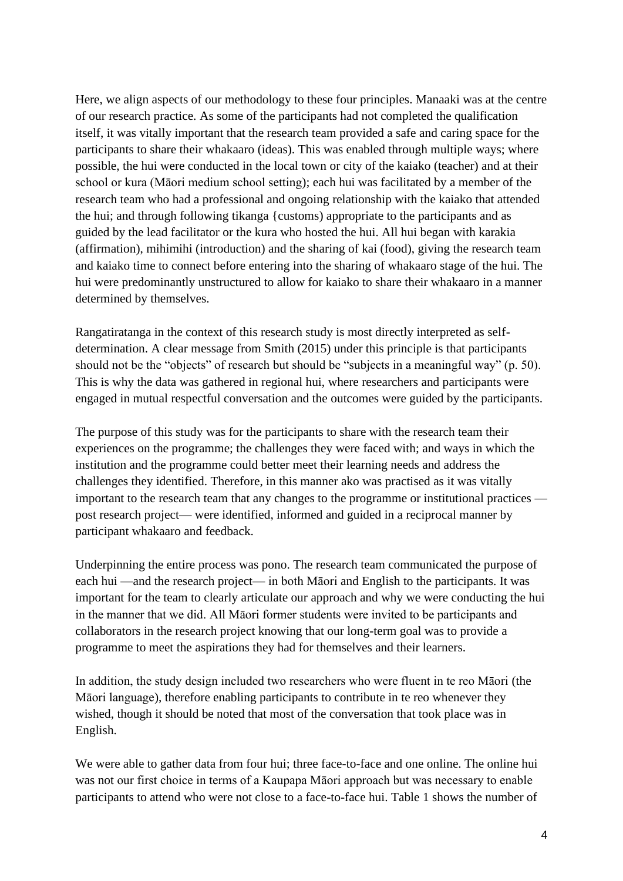Here, we align aspects of our methodology to these four principles. Manaaki was at the centre of our research practice. As some of the participants had not completed the qualification itself, it was vitally important that the research team provided a safe and caring space for the participants to share their whakaaro (ideas). This was enabled through multiple ways; where possible, the hui were conducted in the local town or city of the kaiako (teacher) and at their school or kura (Māori medium school setting); each hui was facilitated by a member of the research team who had a professional and ongoing relationship with the kaiako that attended the hui; and through following tikanga {customs) appropriate to the participants and as guided by the lead facilitator or the kura who hosted the hui. All hui began with karakia (affirmation), mihimihi (introduction) and the sharing of kai (food), giving the research team and kaiako time to connect before entering into the sharing of whakaaro stage of the hui. The hui were predominantly unstructured to allow for kaiako to share their whakaaro in a manner determined by themselves.

Rangatiratanga in the context of this research study is most directly interpreted as self-determination. A clear message from Smith (2015) under this principle is that participants should not be the "objects" of research but should be "subjects in a meaningful way" (p. 50). This is why the data was gathered in regional hui, where researchers and participants were engaged in mutual respectful conversation and the outcomes were guided by the participants.

The purpose of this study was for the participants to share with the research team their experiences on the programme; the challenges they were faced with; and ways in which the institution and the programme could better meet their learning needs and address the challenges they identified. Therefore, in this manner ako was practised as it was vitally important to the research team that any changes to the programme or institutional practices —post research project— were identified, informed and guided in a reciprocal manner by participant whakaaro and feedback.

Underpinning the entire process was pono. The research team communicated the purpose of each hui —and the research project— in both Māori and English to the participants. It was important for the team to clearly articulate our approach and why we were conducting the hui in the manner that we did. All Māori former students were invited to be participants and collaborators in the research project knowing that our long-term goal was to provide a programme to meet the aspirations they had for themselves and their learners.

In addition, the study design included two researchers who were fluent in te reo Māori (the Māori language), therefore enabling participants to contribute in te reo whenever they wished, though it should be noted that most of the conversation that took place was in English.

We were able to gather data from four hui; three face-to-face and one online. The online hui was not our first choice in terms of a Kaupapa Māori approach but was necessary to enable participants to attend who were not close to a face-to-face hui. Table 1 shows the number of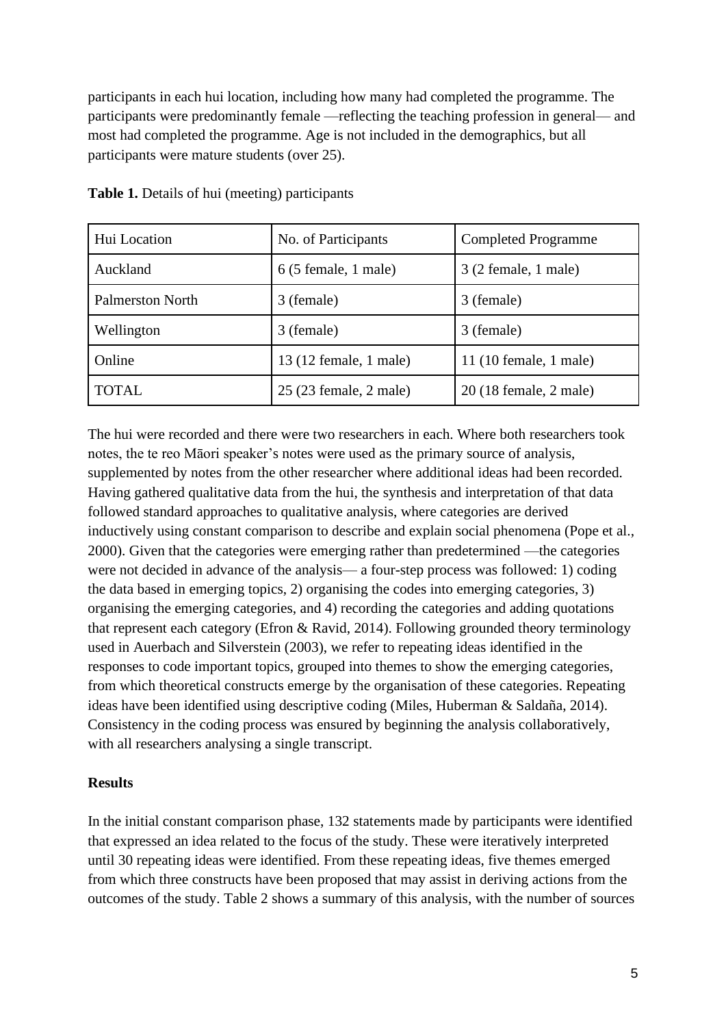participants in each hui location, including how many had completed the programme. The participants were predominantly female —reflecting the teaching profession in general— and most had completed the programme. Age is not included in the demographics, but all participants were mature students (over 25).

**Table 1.** Details of hui (meeting) participants

| Hui Location | No. of Participants | Completed Programme |
|---|---|---|
| Auckland | 6 (5 female, 1 male) | 3 (2 female, 1 male) |
| Palmerston North | 3 (female) | 3 (female) |
| Wellington | 3 (female) | 3 (female) |
| Online | 13 (12 female, 1 male) | 11 (10 female, 1 male) |
| TOTAL | 25 (23 female, 2 male) | 20 (18 female, 2 male) |

The hui were recorded and there were two researchers in each. Where both researchers took notes, the te reo Māori speaker's notes were used as the primary source of analysis, supplemented by notes from the other researcher where additional ideas had been recorded. Having gathered qualitative data from the hui, the synthesis and interpretation of that data followed standard approaches to qualitative analysis, where categories are derived inductively using constant comparison to describe and explain social phenomena (Pope et al., 2000). Given that the categories were emerging rather than predetermined —the categories were not decided in advance of the analysis— a four-step process was followed: 1) coding the data based in emerging topics, 2) organising the codes into emerging categories, 3) organising the emerging categories, and 4) recording the categories and adding quotations that represent each category (Efron & Ravid, 2014). Following grounded theory terminology used in Auerbach and Silverstein (2003), we refer to repeating ideas identified in the responses to code important topics, grouped into themes to show the emerging categories, from which theoretical constructs emerge by the organisation of these categories. Repeating ideas have been identified using descriptive coding (Miles, Huberman & Saldaña, 2014). Consistency in the coding process was ensured by beginning the analysis collaboratively, with all researchers analysing a single transcript.

## Results

In the initial constant comparison phase, 132 statements made by participants were identified that expressed an idea related to the focus of the study. These were iteratively interpreted until 30 repeating ideas were identified. From these repeating ideas, five themes emerged from which three constructs have been proposed that may assist in deriving actions from the outcomes of the study. Table 2 shows a summary of this analysis, with the number of sources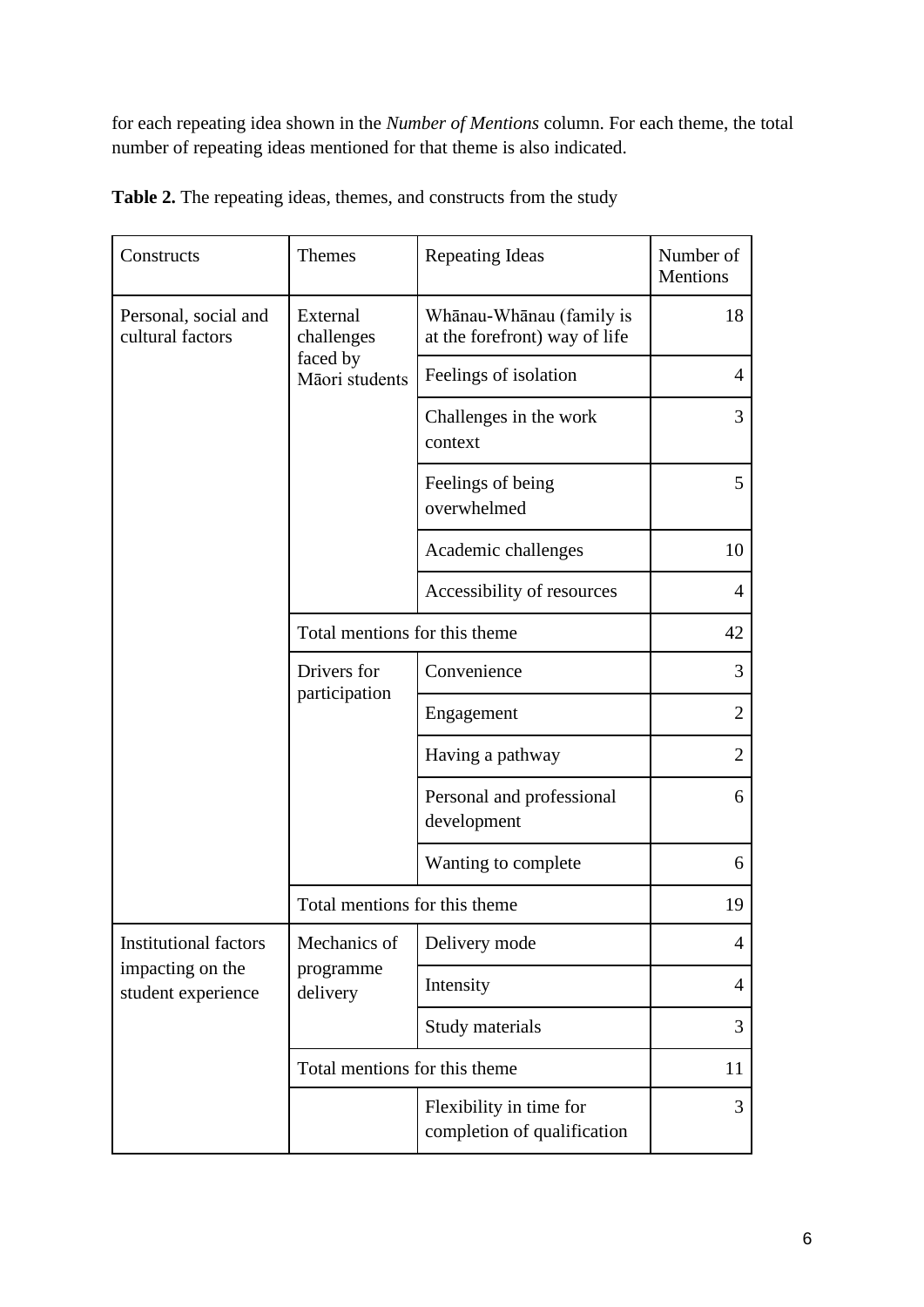for each repeating idea shown in the *Number of Mentions* column. For each theme, the total number of repeating ideas mentioned for that theme is also indicated.

**Table 2.** The repeating ideas, themes, and constructs from the study

| Constructs | Themes | Repeating Ideas | Number of Mentions |
|---|---|---|---|
| Personal, social and cultural factors | External challenges faced by Māori students | Whānau-Whānau (family is at the forefront) way of life | 18 |
| | | Feelings of isolation | 4 |
| | | Challenges in the work context | 3 |
| | | Feelings of being overwhelmed | 5 |
| | | Academic challenges | 10 |
| | | Accessibility of resources | 4 |
| | Total mentions for this theme | | 42 |
| | Drivers for participation | Convenience | 3 |
| | | Engagement | 2 |
| | | Having a pathway | 2 |
| | | Personal and professional development | 6 |
| | | Wanting to complete | 6 |
| | Total mentions for this theme | | 19 |
| Institutional factors impacting on the student experience | Mechanics of programme delivery | Delivery mode | 4 |
| | | Intensity | 4 |
| | | Study materials | 3 |
| | Total mentions for this theme | | 11 |
| | | Flexibility in time for completion of qualification | 3 |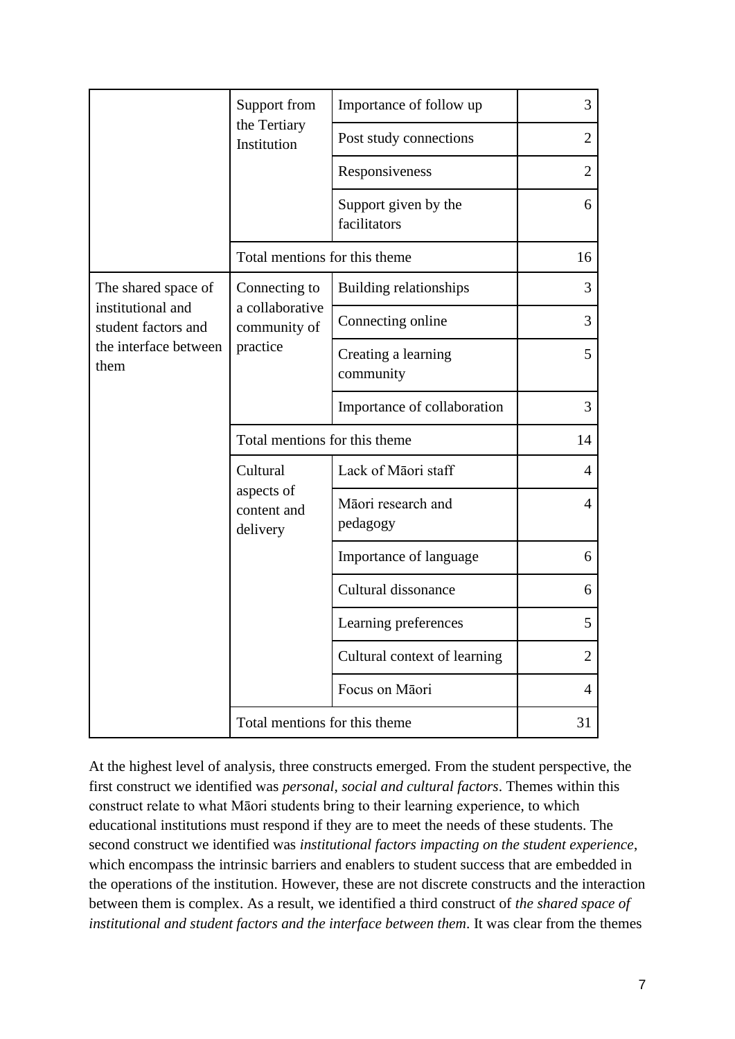| | | | |
|---|---|---|---|
| | Support from the Tertiary Institution | Importance of follow up | 3 |
| | | Post study connections | 2 |
| | | Responsiveness | 2 |
| | | Support given by the facilitators | 6 |
| | Total mentions for this theme | | 16 |
| The shared space of institutional and student factors and the interface between them | Connecting to a collaborative community of practice | Building relationships | 3 |
| | | Connecting online | 3 |
| | | Creating a learning community | 5 |
| | | Importance of collaboration | 3 |
| | Total mentions for this theme | | 14 |
| | Cultural aspects of content and delivery | Lack of Māori staff | 4 |
| | | Māori research and pedagogy | 4 |
| | | Importance of language | 6 |
| | | Cultural dissonance | 6 |
| | | Learning preferences | 5 |
| | | Cultural context of learning | 2 |
| | | Focus on Māori | 4 |
| | Total mentions for this theme | | 31 |

At the highest level of analysis, three constructs emerged. From the student perspective, the first construct we identified was *personal, social and cultural factors*. Themes within this construct relate to what Māori students bring to their learning experience, to which educational institutions must respond if they are to meet the needs of these students. The second construct we identified was *institutional factors impacting on the student experience*, which encompass the intrinsic barriers and enablers to student success that are embedded in the operations of the institution. However, these are not discrete constructs and the interaction between them is complex. As a result, we identified a third construct of *the shared space of institutional and student factors and the interface between them*. It was clear from the themes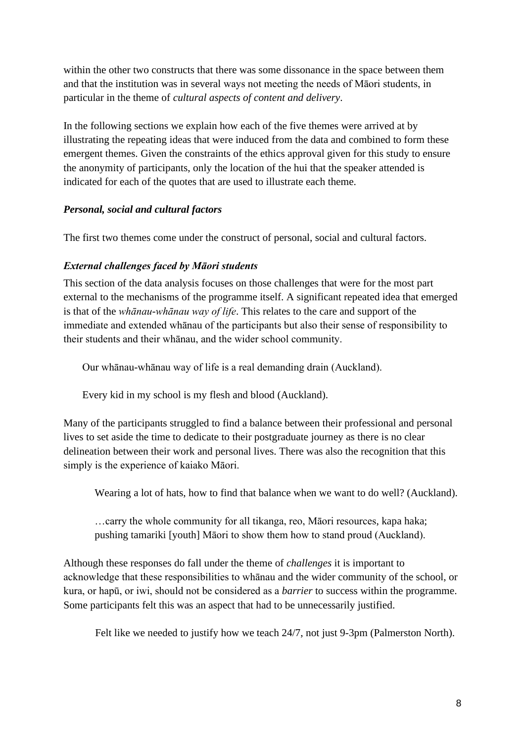within the other two constructs that there was some dissonance in the space between them and that the institution was in several ways not meeting the needs of Māori students, in particular in the theme of *cultural aspects of content and delivery*.

In the following sections we explain how each of the five themes were arrived at by illustrating the repeating ideas that were induced from the data and combined to form these emergent themes. Given the constraints of the ethics approval given for this study to ensure the anonymity of participants, only the location of the hui that the speaker attended is indicated for each of the quotes that are used to illustrate each theme.

### *Personal, social and cultural factors*

The first two themes come under the construct of personal, social and cultural factors.

### *External challenges faced by Māori students*

This section of the data analysis focuses on those challenges that were for the most part external to the mechanisms of the programme itself. A significant repeated idea that emerged is that of the *whānau-whānau way of life*. This relates to the care and support of the immediate and extended whānau of the participants but also their sense of responsibility to their students and their whānau, and the wider school community.

> Our whānau-whānau way of life is a real demanding drain (Auckland).

> Every kid in my school is my flesh and blood (Auckland).

Many of the participants struggled to find a balance between their professional and personal lives to set aside the time to dedicate to their postgraduate journey as there is no clear delineation between their work and personal lives. There was also the recognition that this simply is the experience of kaiako Māori.

> Wearing a lot of hats, how to find that balance when we want to do well? (Auckland).

> …carry the whole community for all tikanga, reo, Māori resources, kapa haka; pushing tamariki [youth] Māori to show them how to stand proud (Auckland).

Although these responses do fall under the theme of *challenges* it is important to acknowledge that these responsibilities to whānau and the wider community of the school, or kura, or hapū, or iwi, should not be considered as a *barrier* to success within the programme. Some participants felt this was an aspect that had to be unnecessarily justified.

> Felt like we needed to justify how we teach 24/7, not just 9-3pm (Palmerston North).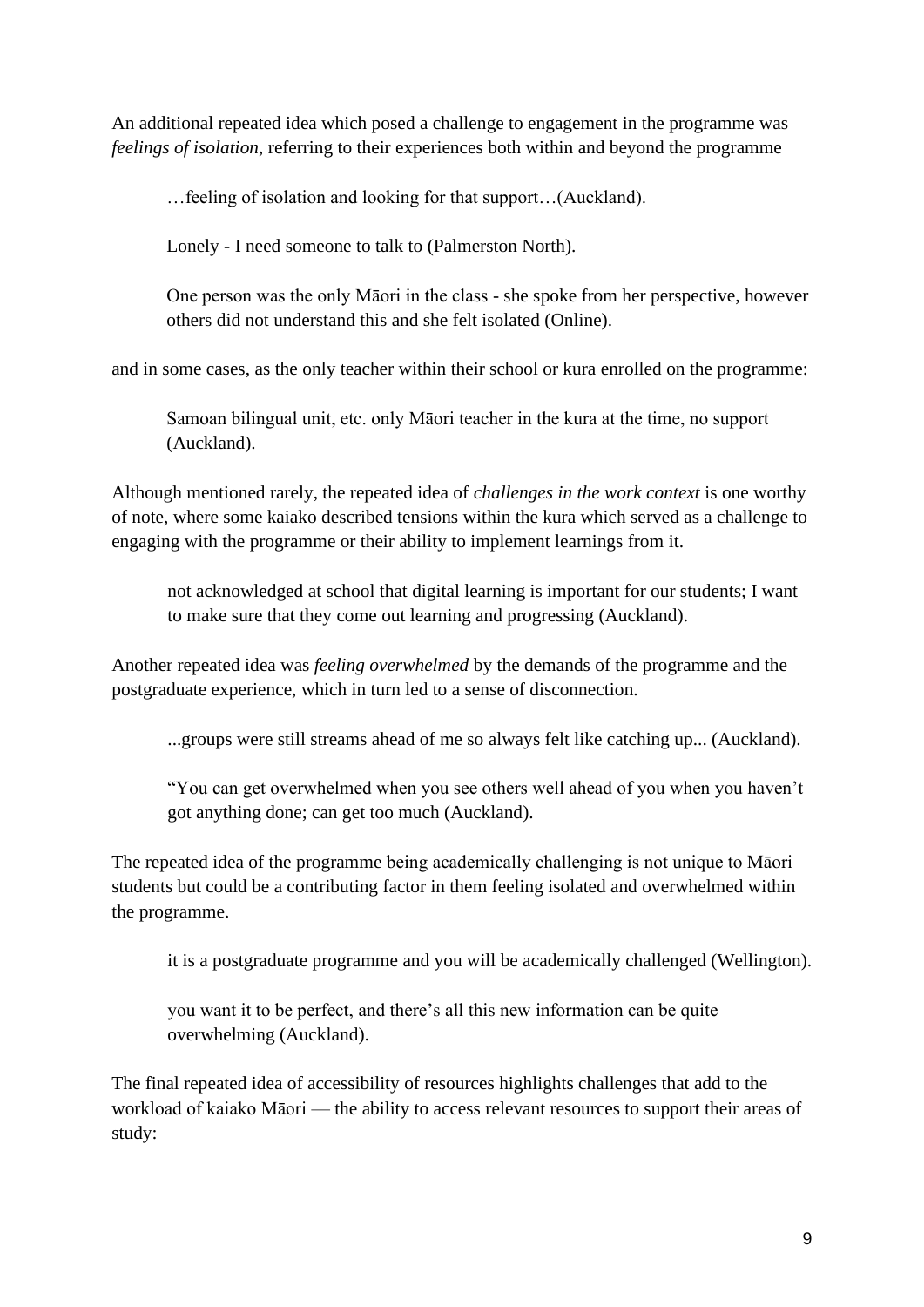An additional repeated idea which posed a challenge to engagement in the programme was *feelings of isolation*, referring to their experiences both within and beyond the programme

> …feeling of isolation and looking for that support…(Auckland).

> Lonely - I need someone to talk to (Palmerston North).

> One person was the only Māori in the class - she spoke from her perspective, however others did not understand this and she felt isolated (Online).

and in some cases, as the only teacher within their school or kura enrolled on the programme:

> Samoan bilingual unit, etc. only Māori teacher in the kura at the time, no support (Auckland).

Although mentioned rarely, the repeated idea of *challenges in the work context* is one worthy of note, where some kaiako described tensions within the kura which served as a challenge to engaging with the programme or their ability to implement learnings from it.

> not acknowledged at school that digital learning is important for our students; I want to make sure that they come out learning and progressing (Auckland).

Another repeated idea was *feeling overwhelmed* by the demands of the programme and the postgraduate experience, which in turn led to a sense of disconnection.

> ...groups were still streams ahead of me so always felt like catching up... (Auckland).

> "You can get overwhelmed when you see others well ahead of you when you haven't got anything done; can get too much (Auckland).

The repeated idea of the programme being academically challenging is not unique to Māori students but could be a contributing factor in them feeling isolated and overwhelmed within the programme.

> it is a postgraduate programme and you will be academically challenged (Wellington).

> you want it to be perfect, and there's all this new information can be quite overwhelming (Auckland).

The final repeated idea of accessibility of resources highlights challenges that add to the workload of kaiako Māori — the ability to access relevant resources to support their areas of study: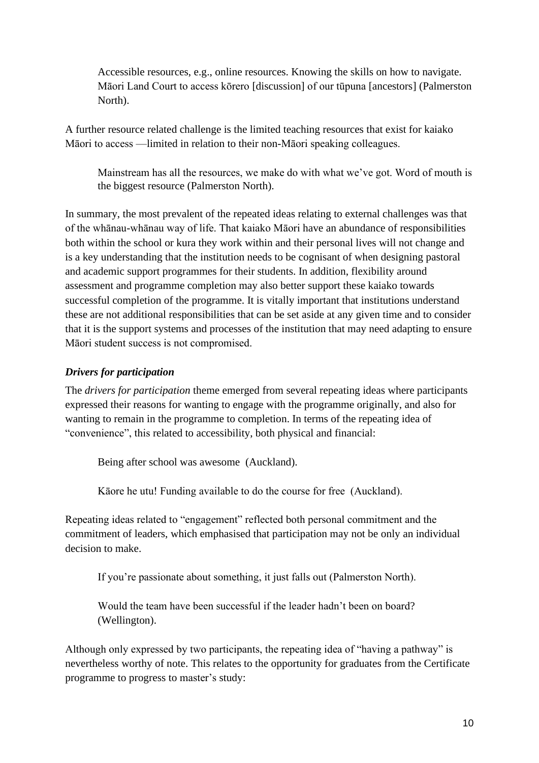> Accessible resources, e.g., online resources. Knowing the skills on how to navigate. Māori Land Court to access kōrero [discussion] of our tūpuna [ancestors] (Palmerston North).

A further resource related challenge is the limited teaching resources that exist for kaiako Māori to access —limited in relation to their non-Māori speaking colleagues.

> Mainstream has all the resources, we make do with what we've got. Word of mouth is the biggest resource (Palmerston North).

In summary, the most prevalent of the repeated ideas relating to external challenges was that of the whānau-whānau way of life. That kaiako Māori have an abundance of responsibilities both within the school or kura they work within and their personal lives will not change and is a key understanding that the institution needs to be cognisant of when designing pastoral and academic support programmes for their students. In addition, flexibility around assessment and programme completion may also better support these kaiako towards successful completion of the programme. It is vitally important that institutions understand these are not additional responsibilities that can be set aside at any given time and to consider that it is the support systems and processes of the institution that may need adapting to ensure Māori student success is not compromised.

### *Drivers for participation*

The *drivers for participation* theme emerged from several repeating ideas where participants expressed their reasons for wanting to engage with the programme originally, and also for wanting to remain in the programme to completion. In terms of the repeating idea of "convenience", this related to accessibility, both physical and financial:

> Being after school was awesome (Auckland).

> Kāore he utu! Funding available to do the course for free (Auckland).

Repeating ideas related to "engagement" reflected both personal commitment and the commitment of leaders, which emphasised that participation may not be only an individual decision to make.

> If you're passionate about something, it just falls out (Palmerston North).

> Would the team have been successful if the leader hadn't been on board? (Wellington).

Although only expressed by two participants, the repeating idea of "having a pathway" is nevertheless worthy of note. This relates to the opportunity for graduates from the Certificate programme to progress to master's study: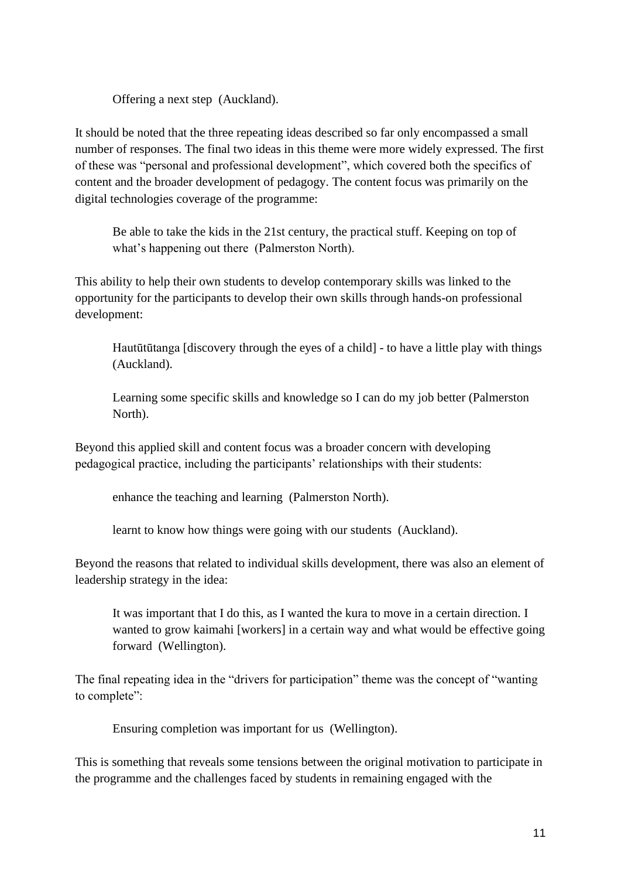> Offering a next step (Auckland).

It should be noted that the three repeating ideas described so far only encompassed a small number of responses. The final two ideas in this theme were more widely expressed. The first of these was "personal and professional development", which covered both the specifics of content and the broader development of pedagogy. The content focus was primarily on the digital technologies coverage of the programme:

> Be able to take the kids in the 21st century, the practical stuff. Keeping on top of what's happening out there (Palmerston North).

This ability to help their own students to develop contemporary skills was linked to the opportunity for the participants to develop their own skills through hands-on professional development:

> Hautūtūtanga [discovery through the eyes of a child] - to have a little play with things (Auckland).
>
> Learning some specific skills and knowledge so I can do my job better (Palmerston North).

Beyond this applied skill and content focus was a broader concern with developing pedagogical practice, including the participants' relationships with their students:

> enhance the teaching and learning (Palmerston North).
>
> learnt to know how things were going with our students (Auckland).

Beyond the reasons that related to individual skills development, there was also an element of leadership strategy in the idea:

> It was important that I do this, as I wanted the kura to move in a certain direction. I wanted to grow kaimahi [workers] in a certain way and what would be effective going forward (Wellington).

The final repeating idea in the "drivers for participation" theme was the concept of "wanting to complete":

> Ensuring completion was important for us (Wellington).

This is something that reveals some tensions between the original motivation to participate in the programme and the challenges faced by students in remaining engaged with the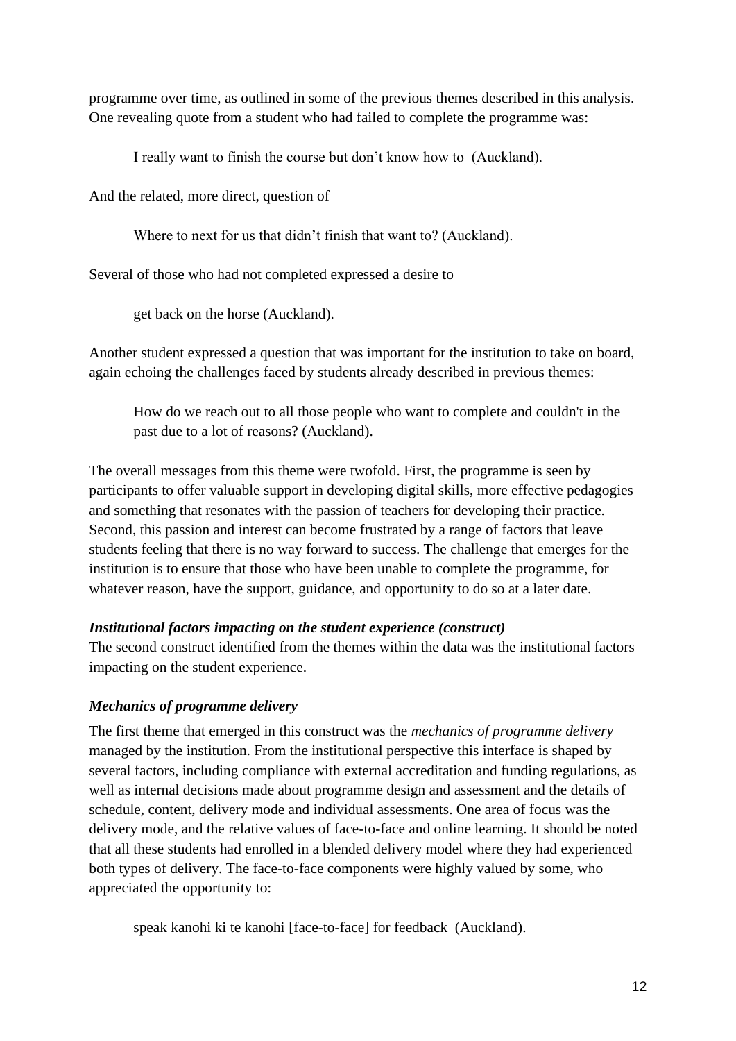programme over time, as outlined in some of the previous themes described in this analysis. One revealing quote from a student who had failed to complete the programme was:

> I really want to finish the course but don't know how to (Auckland).

And the related, more direct, question of

> Where to next for us that didn't finish that want to? (Auckland).

Several of those who had not completed expressed a desire to

> get back on the horse (Auckland).

Another student expressed a question that was important for the institution to take on board, again echoing the challenges faced by students already described in previous themes:

> How do we reach out to all those people who want to complete and couldn't in the past due to a lot of reasons? (Auckland).

The overall messages from this theme were twofold. First, the programme is seen by participants to offer valuable support in developing digital skills, more effective pedagogies and something that resonates with the passion of teachers for developing their practice. Second, this passion and interest can become frustrated by a range of factors that leave students feeling that there is no way forward to success. The challenge that emerges for the institution is to ensure that those who have been unable to complete the programme, for whatever reason, have the support, guidance, and opportunity to do so at a later date.

### *Institutional factors impacting on the student experience (construct)*

The second construct identified from the themes within the data was the institutional factors impacting on the student experience.

### *Mechanics of programme delivery*

The first theme that emerged in this construct was the *mechanics of programme delivery* managed by the institution. From the institutional perspective this interface is shaped by several factors, including compliance with external accreditation and funding regulations, as well as internal decisions made about programme design and assessment and the details of schedule, content, delivery mode and individual assessments. One area of focus was the delivery mode, and the relative values of face-to-face and online learning. It should be noted that all these students had enrolled in a blended delivery model where they had experienced both types of delivery. The face-to-face components were highly valued by some, who appreciated the opportunity to:

> speak kanohi ki te kanohi [face-to-face] for feedback (Auckland).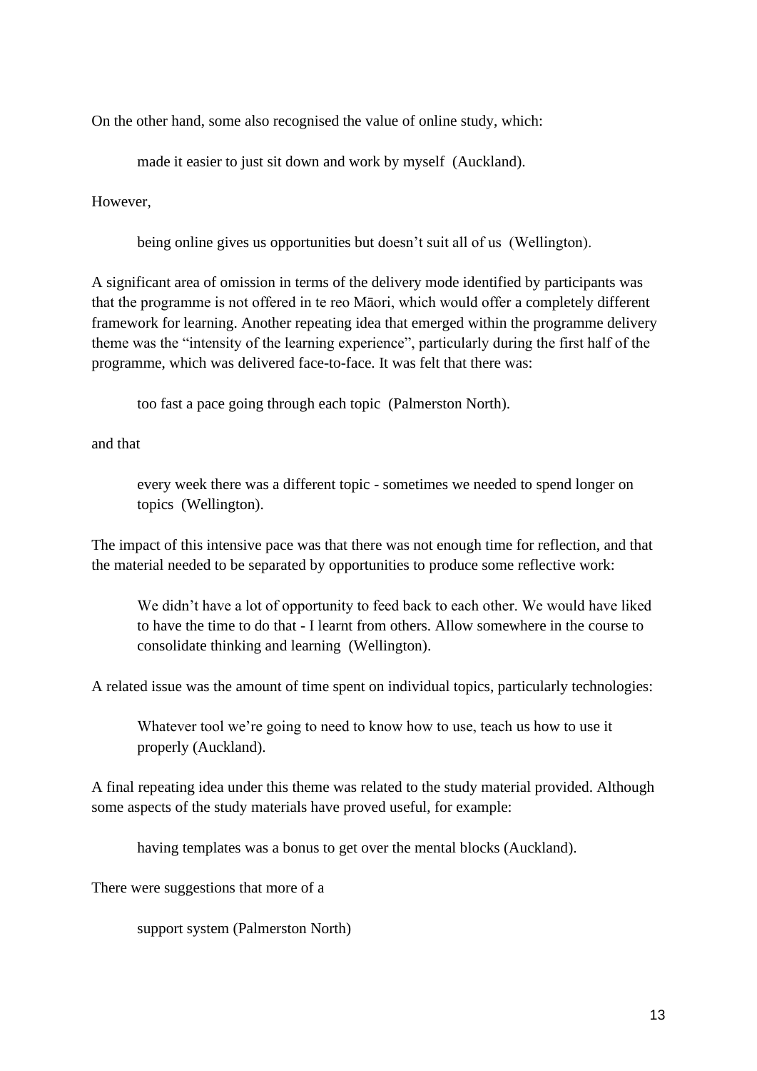On the other hand, some also recognised the value of online study, which:

> made it easier to just sit down and work by myself (Auckland).

However,

> being online gives us opportunities but doesn't suit all of us (Wellington).

A significant area of omission in terms of the delivery mode identified by participants was that the programme is not offered in te reo Māori, which would offer a completely different framework for learning. Another repeating idea that emerged within the programme delivery theme was the "intensity of the learning experience", particularly during the first half of the programme, which was delivered face-to-face. It was felt that there was:

> too fast a pace going through each topic (Palmerston North).

and that

> every week there was a different topic - sometimes we needed to spend longer on topics (Wellington).

The impact of this intensive pace was that there was not enough time for reflection, and that the material needed to be separated by opportunities to produce some reflective work:

> We didn't have a lot of opportunity to feed back to each other. We would have liked to have the time to do that - I learnt from others. Allow somewhere in the course to consolidate thinking and learning (Wellington).

A related issue was the amount of time spent on individual topics, particularly technologies:

> Whatever tool we're going to need to know how to use, teach us how to use it properly (Auckland).

A final repeating idea under this theme was related to the study material provided. Although some aspects of the study materials have proved useful, for example:

> having templates was a bonus to get over the mental blocks (Auckland).

There were suggestions that more of a

> support system (Palmerston North)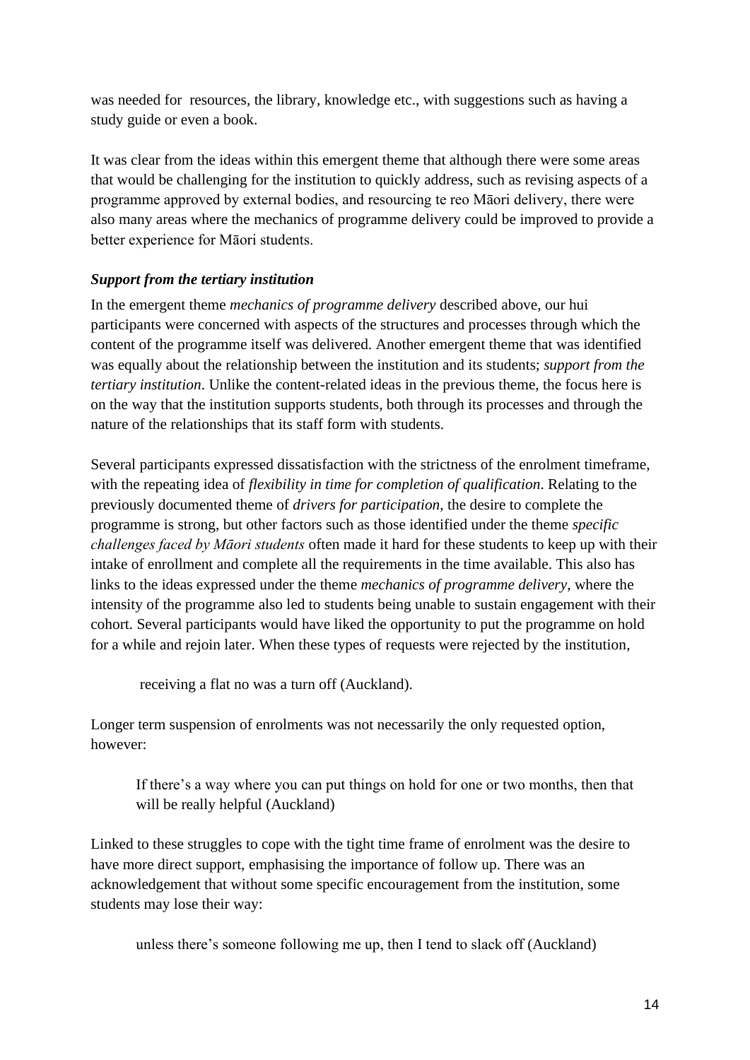was needed for resources, the library, knowledge etc., with suggestions such as having a study guide or even a book.

It was clear from the ideas within this emergent theme that although there were some areas that would be challenging for the institution to quickly address, such as revising aspects of a programme approved by external bodies, and resourcing te reo Māori delivery, there were also many areas where the mechanics of programme delivery could be improved to provide a better experience for Māori students.

***Support from the tertiary institution***

In the emergent theme *mechanics of programme delivery* described above, our hui participants were concerned with aspects of the structures and processes through which the content of the programme itself was delivered. Another emergent theme that was identified was equally about the relationship between the institution and its students; *support from the tertiary institution*. Unlike the content-related ideas in the previous theme, the focus here is on the way that the institution supports students, both through its processes and through the nature of the relationships that its staff form with students.

Several participants expressed dissatisfaction with the strictness of the enrolment timeframe, with the repeating idea of *flexibility in time for completion of qualification*. Relating to the previously documented theme of *drivers for participation*, the desire to complete the programme is strong, but other factors such as those identified under the theme *specific challenges faced by Māori students* often made it hard for these students to keep up with their intake of enrollment and complete all the requirements in the time available. This also has links to the ideas expressed under the theme *mechanics of programme delivery*, where the intensity of the programme also led to students being unable to sustain engagement with their cohort. Several participants would have liked the opportunity to put the programme on hold for a while and rejoin later. When these types of requests were rejected by the institution,

> receiving a flat no was a turn off (Auckland).

Longer term suspension of enrolments was not necessarily the only requested option, however:

> If there's a way where you can put things on hold for one or two months, then that will be really helpful (Auckland)

Linked to these struggles to cope with the tight time frame of enrolment was the desire to have more direct support, emphasising the importance of follow up. There was an acknowledgement that without some specific encouragement from the institution, some students may lose their way:

> unless there's someone following me up, then I tend to slack off (Auckland)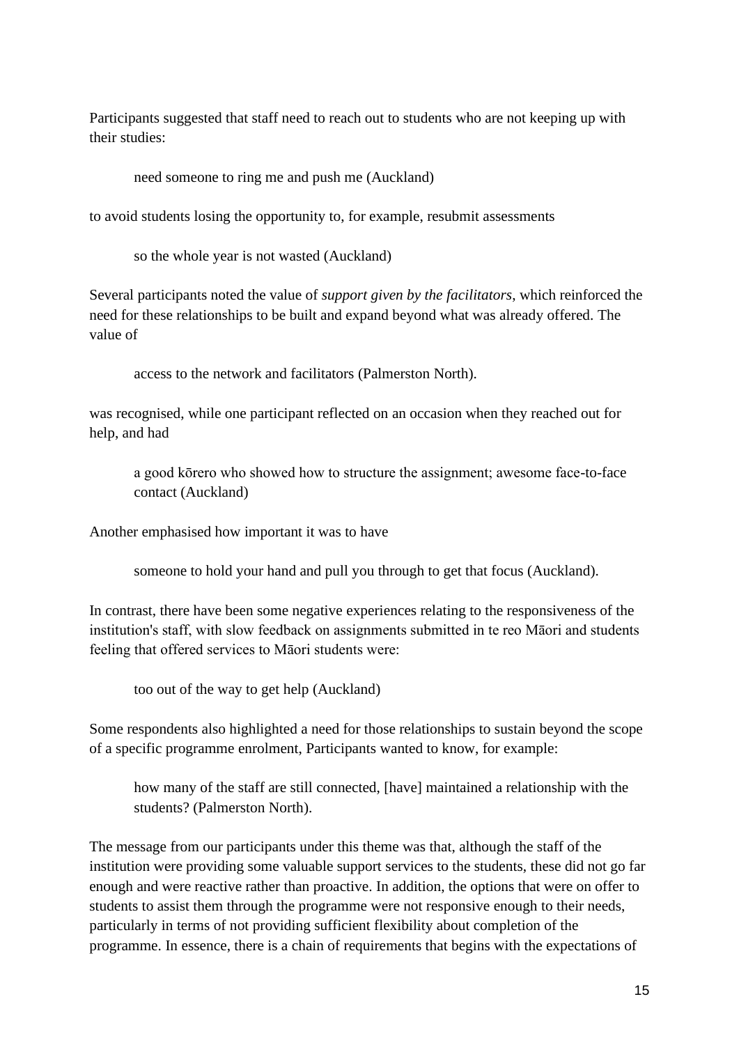Participants suggested that staff need to reach out to students who are not keeping up with their studies:

> need someone to ring me and push me (Auckland)

to avoid students losing the opportunity to, for example, resubmit assessments

> so the whole year is not wasted (Auckland)

Several participants noted the value of *support given by the facilitators*, which reinforced the need for these relationships to be built and expand beyond what was already offered. The value of

> access to the network and facilitators (Palmerston North).

was recognised, while one participant reflected on an occasion when they reached out for help, and had

> a good kōrero who showed how to structure the assignment; awesome face-to-face contact (Auckland)

Another emphasised how important it was to have

> someone to hold your hand and pull you through to get that focus (Auckland).

In contrast, there have been some negative experiences relating to the responsiveness of the institution's staff, with slow feedback on assignments submitted in te reo Māori and students feeling that offered services to Māori students were:

> too out of the way to get help (Auckland)

Some respondents also highlighted a need for those relationships to sustain beyond the scope of a specific programme enrolment, Participants wanted to know, for example:

> how many of the staff are still connected, [have] maintained a relationship with the students? (Palmerston North).

The message from our participants under this theme was that, although the staff of the institution were providing some valuable support services to the students, these did not go far enough and were reactive rather than proactive. In addition, the options that were on offer to students to assist them through the programme were not responsive enough to their needs, particularly in terms of not providing sufficient flexibility about completion of the programme. In essence, there is a chain of requirements that begins with the expectations of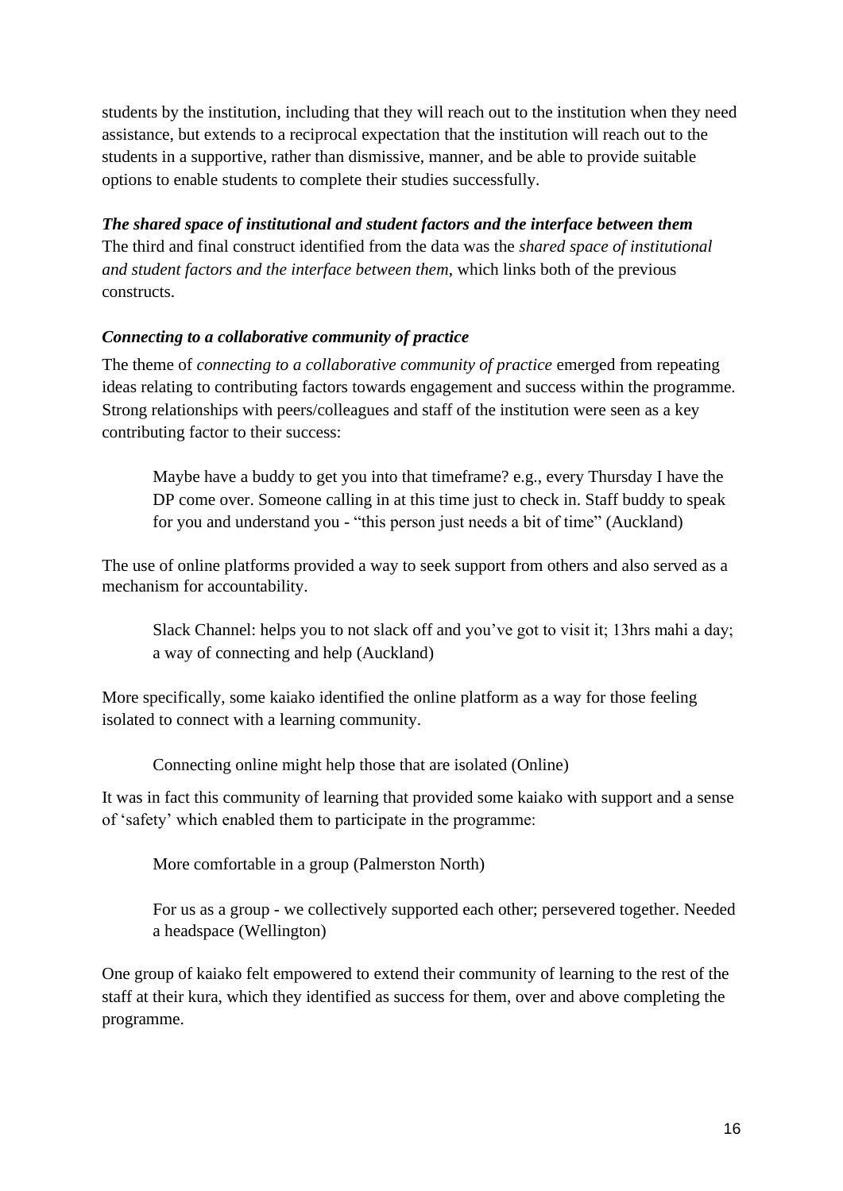students by the institution, including that they will reach out to the institution when they need assistance, but extends to a reciprocal expectation that the institution will reach out to the students in a supportive, rather than dismissive, manner, and be able to provide suitable options to enable students to complete their studies successfully.

***The shared space of institutional and student factors and the interface between them***

The third and final construct identified from the data was the *shared space of institutional and student factors and the interface between them*, which links both of the previous constructs.

***Connecting to a collaborative community of practice***

The theme of *connecting to a collaborative community of practice* emerged from repeating ideas relating to contributing factors towards engagement and success within the programme. Strong relationships with peers/colleagues and staff of the institution were seen as a key contributing factor to their success:

> Maybe have a buddy to get you into that timeframe? e.g., every Thursday I have the DP come over. Someone calling in at this time just to check in. Staff buddy to speak for you and understand you - "this person just needs a bit of time" (Auckland)

The use of online platforms provided a way to seek support from others and also served as a mechanism for accountability.

> Slack Channel: helps you to not slack off and you've got to visit it; 13hrs mahi a day; a way of connecting and help (Auckland)

More specifically, some kaiako identified the online platform as a way for those feeling isolated to connect with a learning community.

> Connecting online might help those that are isolated (Online)

It was in fact this community of learning that provided some kaiako with support and a sense of 'safety' which enabled them to participate in the programme:

> More comfortable in a group (Palmerston North)

> For us as a group - we collectively supported each other; persevered together. Needed a headspace (Wellington)

One group of kaiako felt empowered to extend their community of learning to the rest of the staff at their kura, which they identified as success for them, over and above completing the programme.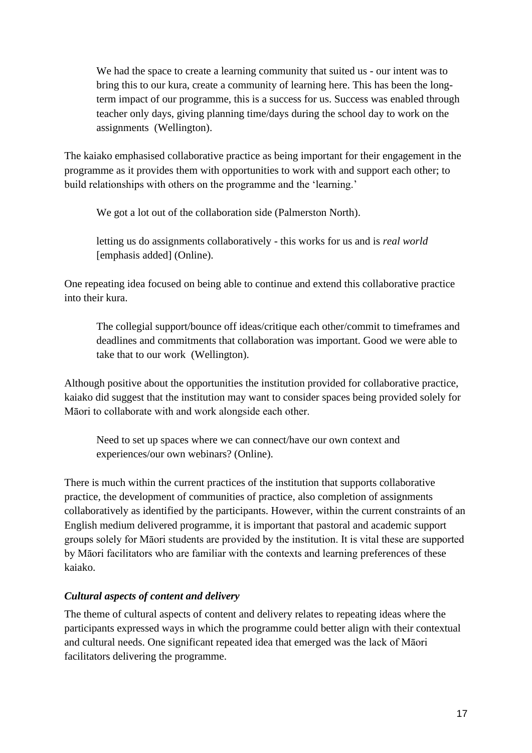> We had the space to create a learning community that suited us - our intent was to bring this to our kura, create a community of learning here. This has been the long-term impact of our programme, this is a success for us. Success was enabled through teacher only days, giving planning time/days during the school day to work on the assignments (Wellington).

The kaiako emphasised collaborative practice as being important for their engagement in the programme as it provides them with opportunities to work with and support each other; to build relationships with others on the programme and the 'learning.'

> We got a lot out of the collaboration side (Palmerston North).

> letting us do assignments collaboratively - this works for us and is *real world* [emphasis added] (Online).

One repeating idea focused on being able to continue and extend this collaborative practice into their kura.

> The collegial support/bounce off ideas/critique each other/commit to timeframes and deadlines and commitments that collaboration was important. Good we were able to take that to our work (Wellington).

Although positive about the opportunities the institution provided for collaborative practice, kaiako did suggest that the institution may want to consider spaces being provided solely for Māori to collaborate with and work alongside each other.

> Need to set up spaces where we can connect/have our own context and experiences/our own webinars? (Online).

There is much within the current practices of the institution that supports collaborative practice, the development of communities of practice, also completion of assignments collaboratively as identified by the participants. However, within the current constraints of an English medium delivered programme, it is important that pastoral and academic support groups solely for Māori students are provided by the institution. It is vital these are supported by Māori facilitators who are familiar with the contexts and learning preferences of these kaiako.

### *Cultural aspects of content and delivery*

The theme of cultural aspects of content and delivery relates to repeating ideas where the participants expressed ways in which the programme could better align with their contextual and cultural needs. One significant repeated idea that emerged was the lack of Māori facilitators delivering the programme.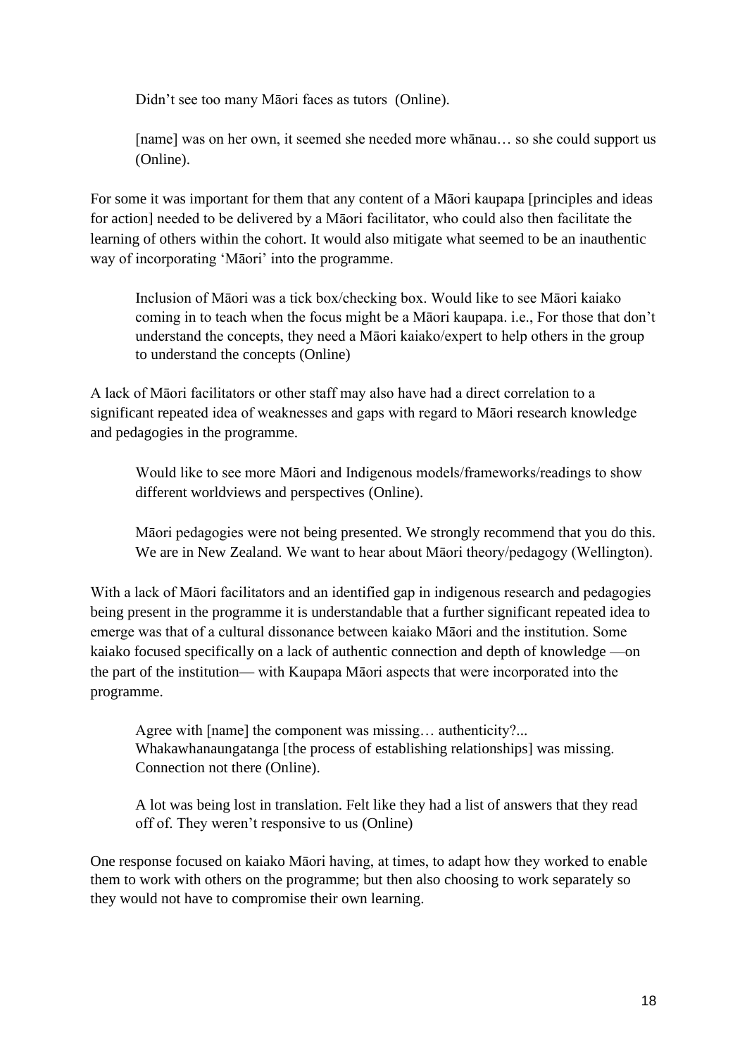> Didn't see too many Māori faces as tutors (Online).

> [name] was on her own, it seemed she needed more whānau… so she could support us (Online).

For some it was important for them that any content of a Māori kaupapa [principles and ideas for action] needed to be delivered by a Māori facilitator, who could also then facilitate the learning of others within the cohort. It would also mitigate what seemed to be an inauthentic way of incorporating 'Māori' into the programme.

> Inclusion of Māori was a tick box/checking box. Would like to see Māori kaiako coming in to teach when the focus might be a Māori kaupapa. i.e., For those that don't understand the concepts, they need a Māori kaiako/expert to help others in the group to understand the concepts (Online)

A lack of Māori facilitators or other staff may also have had a direct correlation to a significant repeated idea of weaknesses and gaps with regard to Māori research knowledge and pedagogies in the programme.

> Would like to see more Māori and Indigenous models/frameworks/readings to show different worldviews and perspectives (Online).

> Māori pedagogies were not being presented. We strongly recommend that you do this. We are in New Zealand. We want to hear about Māori theory/pedagogy (Wellington).

With a lack of Māori facilitators and an identified gap in indigenous research and pedagogies being present in the programme it is understandable that a further significant repeated idea to emerge was that of a cultural dissonance between kaiako Māori and the institution. Some kaiako focused specifically on a lack of authentic connection and depth of knowledge —on the part of the institution— with Kaupapa Māori aspects that were incorporated into the programme.

> Agree with [name] the component was missing… authenticity?... Whakawhanaungatanga [the process of establishing relationships] was missing. Connection not there (Online).

> A lot was being lost in translation. Felt like they had a list of answers that they read off of. They weren't responsive to us (Online)

One response focused on kaiako Māori having, at times, to adapt how they worked to enable them to work with others on the programme; but then also choosing to work separately so they would not have to compromise their own learning.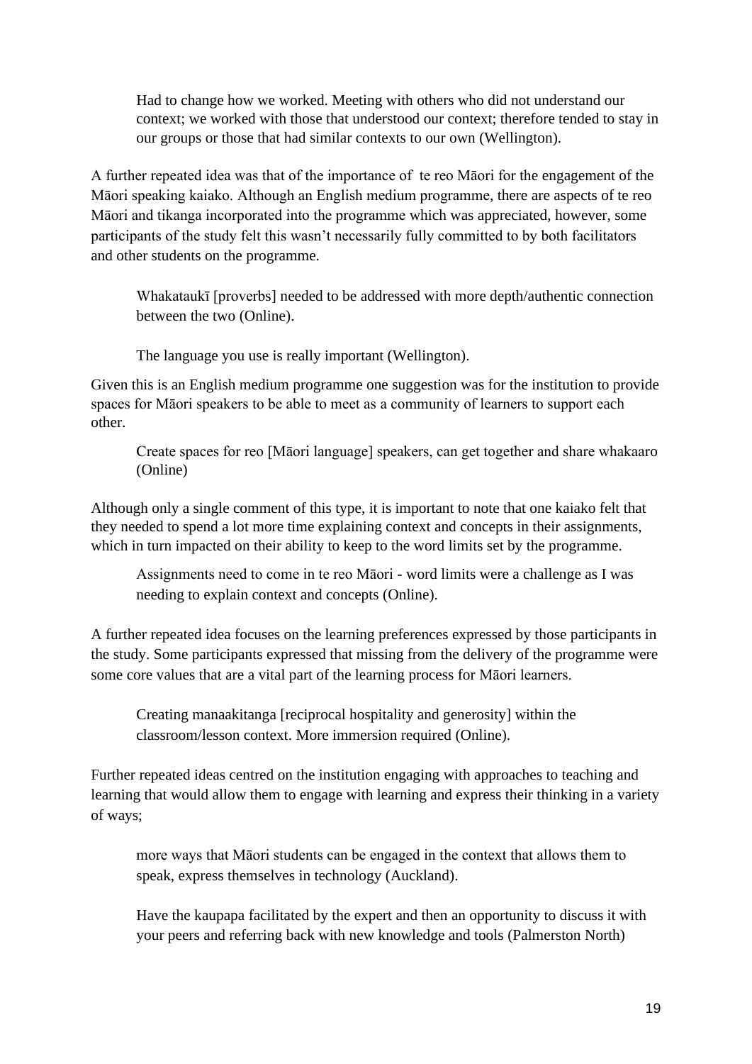> Had to change how we worked. Meeting with others who did not understand our context; we worked with those that understood our context; therefore tended to stay in our groups or those that had similar contexts to our own (Wellington).

A further repeated idea was that of the importance of te reo Māori for the engagement of the Māori speaking kaiako. Although an English medium programme, there are aspects of te reo Māori and tikanga incorporated into the programme which was appreciated, however, some participants of the study felt this wasn't necessarily fully committed to by both facilitators and other students on the programme.

> Whakataukī [proverbs] needed to be addressed with more depth/authentic connection between the two (Online).

> The language you use is really important (Wellington).

Given this is an English medium programme one suggestion was for the institution to provide spaces for Māori speakers to be able to meet as a community of learners to support each other.

> Create spaces for reo [Māori language] speakers, can get together and share whakaaro (Online)

Although only a single comment of this type, it is important to note that one kaiako felt that they needed to spend a lot more time explaining context and concepts in their assignments, which in turn impacted on their ability to keep to the word limits set by the programme.

> Assignments need to come in te reo Māori - word limits were a challenge as I was needing to explain context and concepts (Online).

A further repeated idea focuses on the learning preferences expressed by those participants in the study. Some participants expressed that missing from the delivery of the programme were some core values that are a vital part of the learning process for Māori learners.

> Creating manaakitanga [reciprocal hospitality and generosity] within the classroom/lesson context. More immersion required (Online).

Further repeated ideas centred on the institution engaging with approaches to teaching and learning that would allow them to engage with learning and express their thinking in a variety of ways;

> more ways that Māori students can be engaged in the context that allows them to speak, express themselves in technology (Auckland).

> Have the kaupapa facilitated by the expert and then an opportunity to discuss it with your peers and referring back with new knowledge and tools (Palmerston North)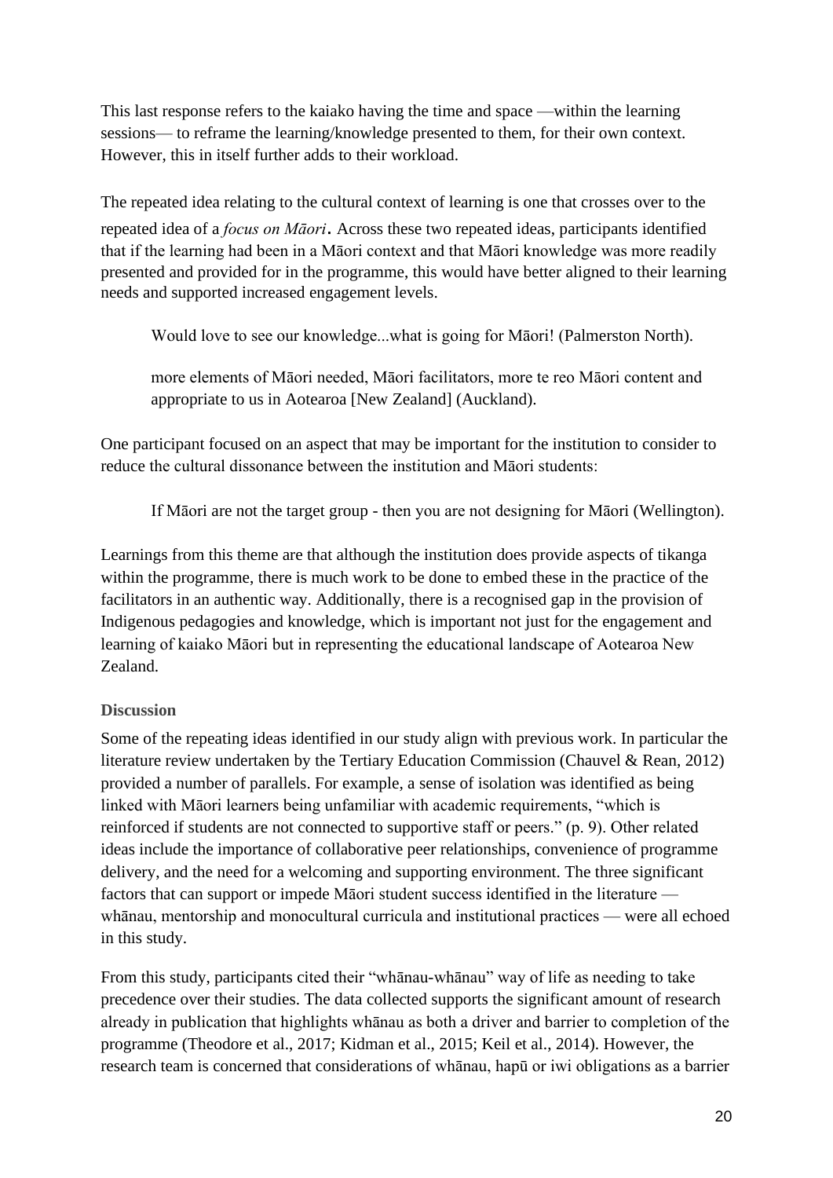This last response refers to the kaiako having the time and space —within the learning sessions— to reframe the learning/knowledge presented to them, for their own context. However, this in itself further adds to their workload.

The repeated idea relating to the cultural context of learning is one that crosses over to the repeated idea of a *focus on Māori*. Across these two repeated ideas, participants identified that if the learning had been in a Māori context and that Māori knowledge was more readily presented and provided for in the programme, this would have better aligned to their learning needs and supported increased engagement levels.

> Would love to see our knowledge...what is going for Māori! (Palmerston North).
>
> more elements of Māori needed, Māori facilitators, more te reo Māori content and appropriate to us in Aotearoa [New Zealand] (Auckland).

One participant focused on an aspect that may be important for the institution to consider to reduce the cultural dissonance between the institution and Māori students:

> If Māori are not the target group - then you are not designing for Māori (Wellington).

Learnings from this theme are that although the institution does provide aspects of tikanga within the programme, there is much work to be done to embed these in the practice of the facilitators in an authentic way. Additionally, there is a recognised gap in the provision of Indigenous pedagogies and knowledge, which is important not just for the engagement and learning of kaiako Māori but in representing the educational landscape of Aotearoa New Zealand.

### Discussion

Some of the repeating ideas identified in our study align with previous work. In particular the literature review undertaken by the Tertiary Education Commission (Chauvel & Rean, 2012) provided a number of parallels. For example, a sense of isolation was identified as being linked with Māori learners being unfamiliar with academic requirements, "which is reinforced if students are not connected to supportive staff or peers." (p. 9). Other related ideas include the importance of collaborative peer relationships, convenience of programme delivery, and the need for a welcoming and supporting environment. The three significant factors that can support or impede Māori student success identified in the literature — whānau, mentorship and monocultural curricula and institutional practices — were all echoed in this study.

From this study, participants cited their "whānau-whānau" way of life as needing to take precedence over their studies. The data collected supports the significant amount of research already in publication that highlights whānau as both a driver and barrier to completion of the programme (Theodore et al., 2017; Kidman et al., 2015; Keil et al., 2014). However, the research team is concerned that considerations of whānau, hapū or iwi obligations as a barrier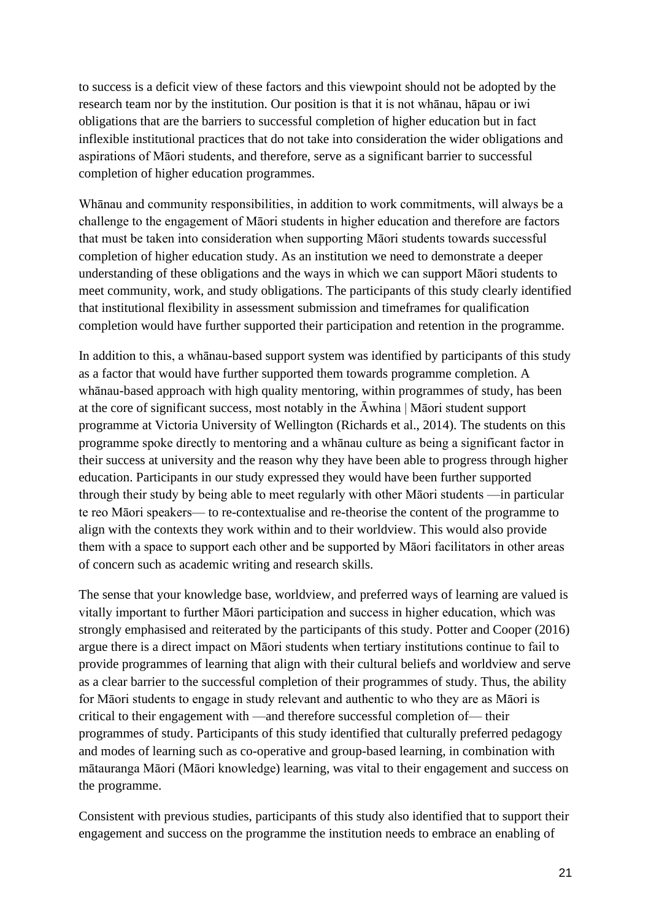to success is a deficit view of these factors and this viewpoint should not be adopted by the research team nor by the institution. Our position is that it is not whānau, hāpau or iwi obligations that are the barriers to successful completion of higher education but in fact inflexible institutional practices that do not take into consideration the wider obligations and aspirations of Māori students, and therefore, serve as a significant barrier to successful completion of higher education programmes.

Whānau and community responsibilities, in addition to work commitments, will always be a challenge to the engagement of Māori students in higher education and therefore are factors that must be taken into consideration when supporting Māori students towards successful completion of higher education study. As an institution we need to demonstrate a deeper understanding of these obligations and the ways in which we can support Māori students to meet community, work, and study obligations. The participants of this study clearly identified that institutional flexibility in assessment submission and timeframes for qualification completion would have further supported their participation and retention in the programme.

In addition to this, a whānau-based support system was identified by participants of this study as a factor that would have further supported them towards programme completion. A whānau-based approach with high quality mentoring, within programmes of study, has been at the core of significant success, most notably in the Āwhina | Māori student support programme at Victoria University of Wellington (Richards et al., 2014). The students on this programme spoke directly to mentoring and a whānau culture as being a significant factor in their success at university and the reason why they have been able to progress through higher education. Participants in our study expressed they would have been further supported through their study by being able to meet regularly with other Māori students —in particular te reo Māori speakers— to re-contextualise and re-theorise the content of the programme to align with the contexts they work within and to their worldview. This would also provide them with a space to support each other and be supported by Māori facilitators in other areas of concern such as academic writing and research skills.

The sense that your knowledge base, worldview, and preferred ways of learning are valued is vitally important to further Māori participation and success in higher education, which was strongly emphasised and reiterated by the participants of this study. Potter and Cooper (2016) argue there is a direct impact on Māori students when tertiary institutions continue to fail to provide programmes of learning that align with their cultural beliefs and worldview and serve as a clear barrier to the successful completion of their programmes of study. Thus, the ability for Māori students to engage in study relevant and authentic to who they are as Māori is critical to their engagement with —and therefore successful completion of— their programmes of study. Participants of this study identified that culturally preferred pedagogy and modes of learning such as co-operative and group-based learning, in combination with mātauranga Māori (Māori knowledge) learning, was vital to their engagement and success on the programme.

Consistent with previous studies, participants of this study also identified that to support their engagement and success on the programme the institution needs to embrace an enabling of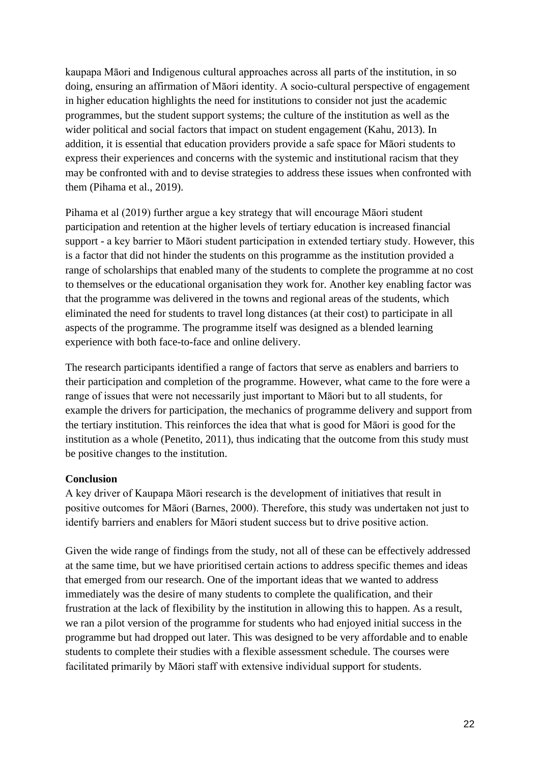kaupapa Māori and Indigenous cultural approaches across all parts of the institution, in so doing, ensuring an affirmation of Māori identity. A socio-cultural perspective of engagement in higher education highlights the need for institutions to consider not just the academic programmes, but the student support systems; the culture of the institution as well as the wider political and social factors that impact on student engagement (Kahu, 2013). In addition, it is essential that education providers provide a safe space for Māori students to express their experiences and concerns with the systemic and institutional racism that they may be confronted with and to devise strategies to address these issues when confronted with them (Pihama et al., 2019).

Pihama et al (2019) further argue a key strategy that will encourage Māori student participation and retention at the higher levels of tertiary education is increased financial support - a key barrier to Māori student participation in extended tertiary study. However, this is a factor that did not hinder the students on this programme as the institution provided a range of scholarships that enabled many of the students to complete the programme at no cost to themselves or the educational organisation they work for. Another key enabling factor was that the programme was delivered in the towns and regional areas of the students, which eliminated the need for students to travel long distances (at their cost) to participate in all aspects of the programme. The programme itself was designed as a blended learning experience with both face-to-face and online delivery.

The research participants identified a range of factors that serve as enablers and barriers to their participation and completion of the programme. However, what came to the fore were a range of issues that were not necessarily just important to Māori but to all students, for example the drivers for participation, the mechanics of programme delivery and support from the tertiary institution. This reinforces the idea that what is good for Māori is good for the institution as a whole (Penetito, 2011), thus indicating that the outcome from this study must be positive changes to the institution.

**Conclusion**

A key driver of Kaupapa Māori research is the development of initiatives that result in positive outcomes for Māori (Barnes, 2000). Therefore, this study was undertaken not just to identify barriers and enablers for Māori student success but to drive positive action.

Given the wide range of findings from the study, not all of these can be effectively addressed at the same time, but we have prioritised certain actions to address specific themes and ideas that emerged from our research. One of the important ideas that we wanted to address immediately was the desire of many students to complete the qualification, and their frustration at the lack of flexibility by the institution in allowing this to happen. As a result, we ran a pilot version of the programme for students who had enjoyed initial success in the programme but had dropped out later. This was designed to be very affordable and to enable students to complete their studies with a flexible assessment schedule. The courses were facilitated primarily by Māori staff with extensive individual support for students.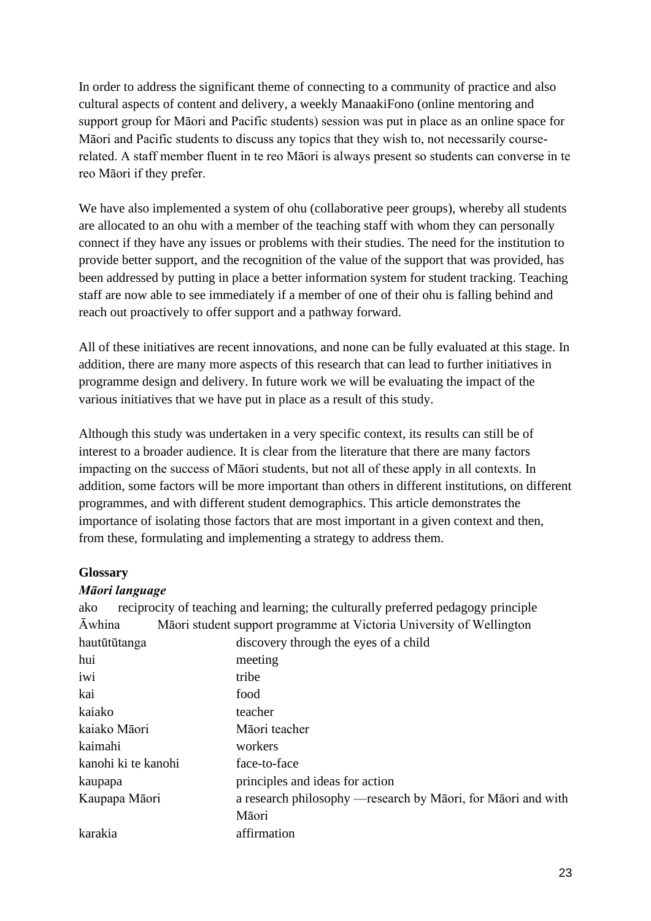In order to address the significant theme of connecting to a community of practice and also cultural aspects of content and delivery, a weekly ManaakiFono (online mentoring and support group for Māori and Pacific students) session was put in place as an online space for Māori and Pacific students to discuss any topics that they wish to, not necessarily course-related. A staff member fluent in te reo Māori is always present so students can converse in te reo Māori if they prefer.

We have also implemented a system of ohu (collaborative peer groups), whereby all students are allocated to an ohu with a member of the teaching staff with whom they can personally connect if they have any issues or problems with their studies. The need for the institution to provide better support, and the recognition of the value of the support that was provided, has been addressed by putting in place a better information system for student tracking. Teaching staff are now able to see immediately if a member of one of their ohu is falling behind and reach out proactively to offer support and a pathway forward.

All of these initiatives are recent innovations, and none can be fully evaluated at this stage. In addition, there are many more aspects of this research that can lead to further initiatives in programme design and delivery. In future work we will be evaluating the impact of the various initiatives that we have put in place as a result of this study.

Although this study was undertaken in a very specific context, its results can still be of interest to a broader audience. It is clear from the literature that there are many factors impacting on the success of Māori students, but not all of these apply in all contexts. In addition, some factors will be more important than others in different institutions, on different programmes, and with different student demographics. This article demonstrates the importance of isolating those factors that are most important in a given context and then, from these, formulating and implementing a strategy to address them.

**Glossary**

***Māori language***

| | |
|---|---|
| ako | reciprocity of teaching and learning; the culturally preferred pedagogy principle |
| Āwhina | Māori student support programme at Victoria University of Wellington |
| hautūtūtanga | discovery through the eyes of a child |
| hui | meeting |
| iwi | tribe |
| kai | food |
| kaiako | teacher |
| kaiako Māori | Māori teacher |
| kaimahi | workers |
| kanohi ki te kanohi | face-to-face |
| kaupapa | principles and ideas for action |
| Kaupapa Māori | a research philosophy —research by Māori, for Māori and with Māori |
| karakia | affirmation |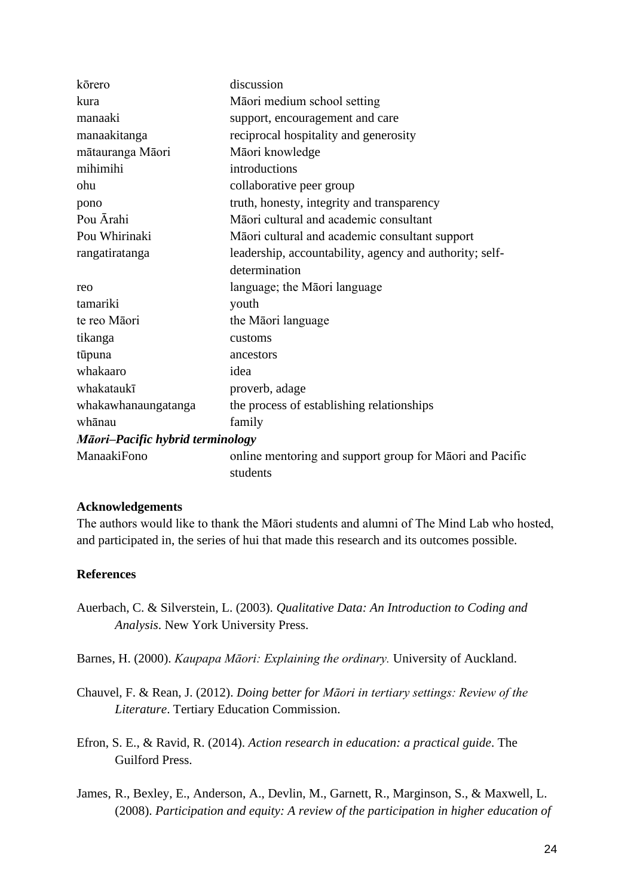| | |
|---|---|
| kōrero | discussion |
| kura | Māori medium school setting |
| manaaki | support, encouragement and care |
| manaakitanga | reciprocal hospitality and generosity |
| mātauranga Māori | Māori knowledge |
| mihimihi | introductions |
| ohu | collaborative peer group |
| pono | truth, honesty, integrity and transparency |
| Pou Ārahi | Māori cultural and academic consultant |
| Pou Whirinaki | Māori cultural and academic consultant support |
| rangatiratanga | leadership, accountability, agency and authority; self-determination |
| reo | language; the Māori language |
| tamariki | youth |
| te reo Māori | the Māori language |
| tikanga | customs |
| tūpuna | ancestors |
| whakaaro | idea |
| whakataukī | proverb, adage |
| whakawhanaungatanga | the process of establishing relationships |
| whānau | family |
| ***Māori–Pacific hybrid terminology*** | |
| ManaakiFono | online mentoring and support group for Māori and Pacific students |

**Acknowledgements**

The authors would like to thank the Māori students and alumni of The Mind Lab who hosted, and participated in, the series of hui that made this research and its outcomes possible.

**References**

Auerbach, C. & Silverstein, L. (2003). *Qualitative Data: An Introduction to Coding and Analysis*. New York University Press.

Barnes, H. (2000). *Kaupapa Māori: Explaining the ordinary.* University of Auckland.

Chauvel, F. & Rean, J. (2012). *Doing better for Māori in tertiary settings: Review of the Literature*. Tertiary Education Commission.

Efron, S. E., & Ravid, R. (2014). *Action research in education: a practical guide*. The Guilford Press.

James, R., Bexley, E., Anderson, A., Devlin, M., Garnett, R., Marginson, S., & Maxwell, L. (2008). *Participation and equity: A review of the participation in higher education of*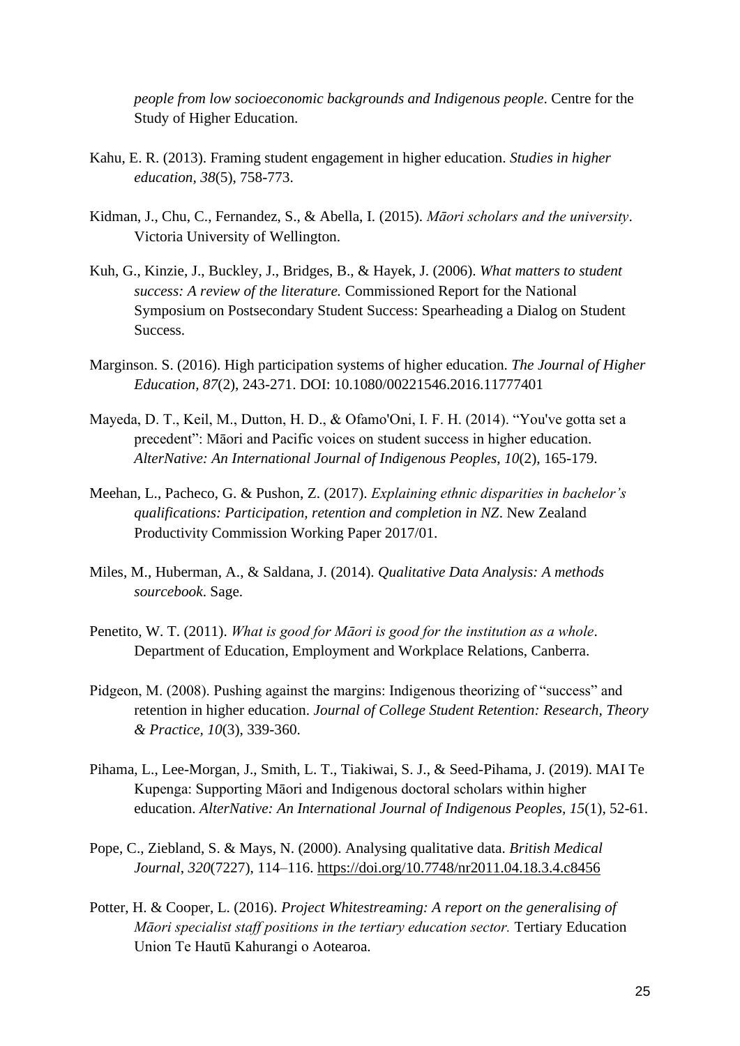*people from low socioeconomic backgrounds and Indigenous people*. Centre for the Study of Higher Education.

Kahu, E. R. (2013). Framing student engagement in higher education. *Studies in higher education, 38*(5), 758-773.

Kidman, J., Chu, C., Fernandez, S., & Abella, I. (2015). *Māori scholars and the university*. Victoria University of Wellington.

Kuh, G., Kinzie, J., Buckley, J., Bridges, B., & Hayek, J. (2006). *What matters to student success: A review of the literature.* Commissioned Report for the National Symposium on Postsecondary Student Success: Spearheading a Dialog on Student Success.

Marginson. S. (2016). High participation systems of higher education. *The Journal of Higher Education, 87*(2), 243-271. DOI: 10.1080/00221546.2016.11777401

Mayeda, D. T., Keil, M., Dutton, H. D., & Ofamo'Oni, I. F. H. (2014). "You've gotta set a precedent": Māori and Pacific voices on student success in higher education. *AlterNative: An International Journal of Indigenous Peoples, 10*(2), 165-179.

Meehan, L., Pacheco, G. & Pushon, Z. (2017). *Explaining ethnic disparities in bachelor's qualifications: Participation, retention and completion in NZ*. New Zealand Productivity Commission Working Paper 2017/01.

Miles, M., Huberman, A., & Saldana, J. (2014). *Qualitative Data Analysis: A methods sourcebook*. Sage.

Penetito, W. T. (2011). *What is good for Māori is good for the institution as a whole*. Department of Education, Employment and Workplace Relations, Canberra.

Pidgeon, M. (2008). Pushing against the margins: Indigenous theorizing of "success" and retention in higher education. *Journal of College Student Retention: Research, Theory & Practice, 10*(3), 339-360.

Pihama, L., Lee-Morgan, J., Smith, L. T., Tiakiwai, S. J., & Seed-Pihama, J. (2019). MAI Te Kupenga: Supporting Māori and Indigenous doctoral scholars within higher education. *AlterNative: An International Journal of Indigenous Peoples, 15*(1), 52-61.

Pope, C., Ziebland, S. & Mays, N. (2000). Analysing qualitative data. *British Medical Journal*, *320*(7227), 114–116. https://doi.org/10.7748/nr2011.04.18.3.4.c8456

Potter, H. & Cooper, L. (2016). *Project Whitestreaming: A report on the generalising of Māori specialist staff positions in the tertiary education sector.* Tertiary Education Union Te Hautū Kahurangi o Aotearoa.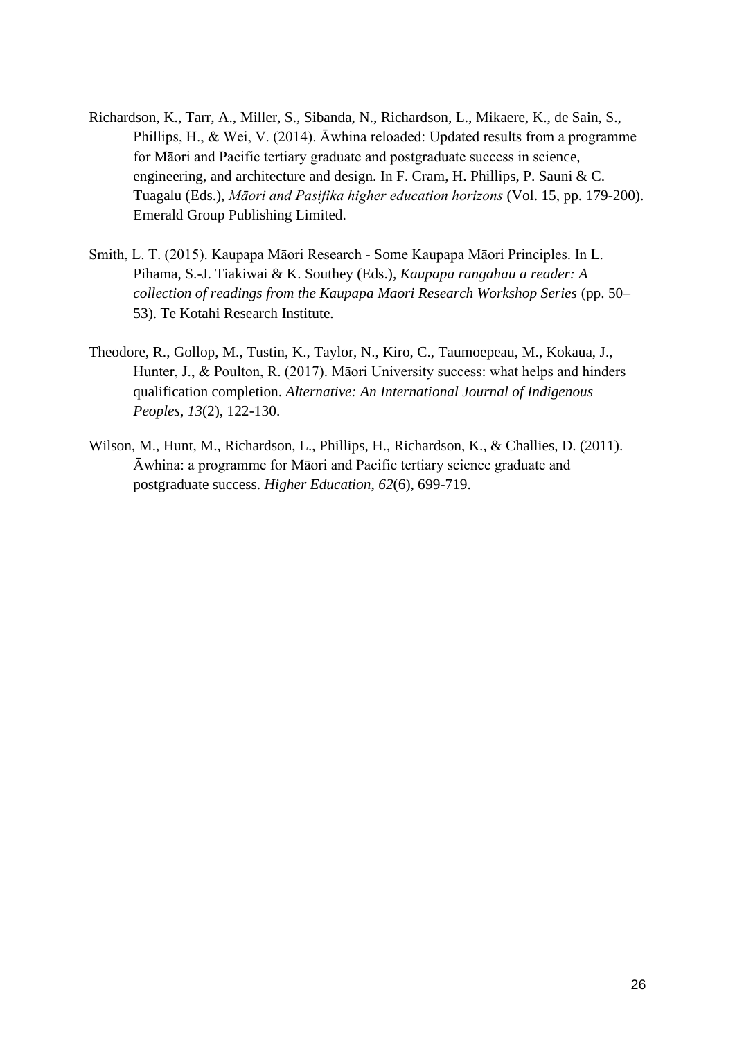Richardson, K., Tarr, A., Miller, S., Sibanda, N., Richardson, L., Mikaere, K., de Sain, S., Phillips, H., & Wei, V. (2014). Āwhina reloaded: Updated results from a programme for Māori and Pacific tertiary graduate and postgraduate success in science, engineering, and architecture and design. In F. Cram, H. Phillips, P. Sauni & C. Tuagalu (Eds.), *Māori and Pasifika higher education horizons* (Vol. 15, pp. 179-200). Emerald Group Publishing Limited.

Smith, L. T. (2015). Kaupapa Māori Research - Some Kaupapa Māori Principles. In L. Pihama, S.-J. Tiakiwai & K. Southey (Eds.), *Kaupapa rangahau a reader: A collection of readings from the Kaupapa Maori Research Workshop Series* (pp. 50–53). Te Kotahi Research Institute.

Theodore, R., Gollop, M., Tustin, K., Taylor, N., Kiro, C., Taumoepeau, M., Kokaua, J., Hunter, J., & Poulton, R. (2017). Māori University success: what helps and hinders qualification completion. *Alternative: An International Journal of Indigenous Peoples, 13*(2), 122-130.

Wilson, M., Hunt, M., Richardson, L., Phillips, H., Richardson, K., & Challies, D. (2011). Āwhina: a programme for Māori and Pacific tertiary science graduate and postgraduate success. *Higher Education*, *62*(6), 699-719.